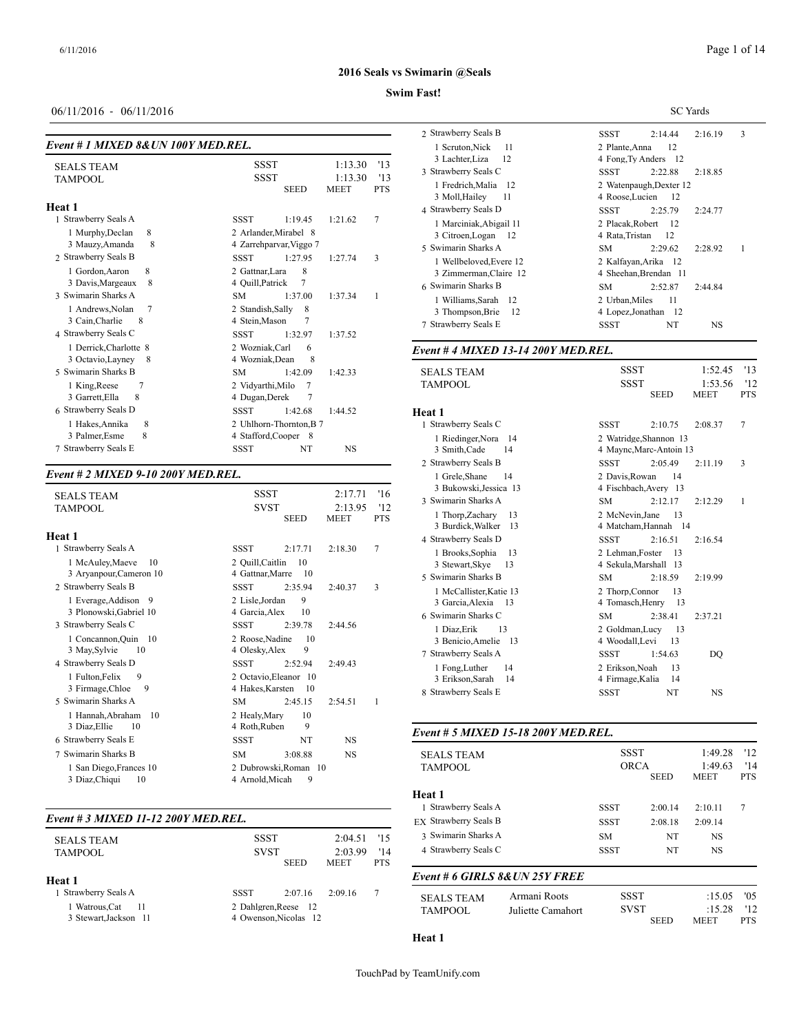# 2016 Seals vs Swimarin @Seals

**Swim Fast!**

06/11/2016 - 06/11/2016 SC Yards

### Event # 1 MIXED 8&UN 100Y MED.REL.

| | | | | |
|---|---|---|---|---|
| SEALS TEAM | SSST | | 1:13.30 | '13 |
| TAMPOOL | SSST | | 1:13.30 | '13 |
| | | SEED | MEET | PTS |

**Heat 1**

| Team | | Seed | Meet | Pts |
|---|---|---|---|---|
| 1 Strawberry Seals A | SSST | 1:19.45 | 1:21.62 | 7 |
| 1 Murphy,Declan 8 | 2 Arlander,Mirabel 8 | | | |
| 3 Mauzy,Amanda 8 | 4 Zarrehparvar,Viggo 7 | | | |
| 2 Strawberry Seals B | SSST | 1:27.95 | 1:27.74 | 3 |
| 1 Gordon,Aaron 8 | 2 Gattnar,Lara 8 | | | |
| 3 Davis,Margeaux 8 | 4 Quill,Patrick 7 | | | |
| 3 Swimarin Sharks A | SM | 1:37.00 | 1:37.34 | 1 |
| 1 Andrews,Nolan 7 | 2 Standish,Sally 8 | | | |
| 3 Cain,Charlie 8 | 4 Stein,Mason 7 | | | |
| 4 Strawberry Seals C | SSST | 1:32.97 | 1:37.52 | |
| 1 Derrick,Charlotte 8 | 2 Wozniak,Carl 6 | | | |
| 3 Octavio,Layney 8 | 4 Wozniak,Dean 8 | | | |
| 5 Swimarin Sharks B | SM | 1:42.09 | 1:42.33 | |
| 1 King,Reese 7 | 2 Vidyarthi,Milo 7 | | | |
| 3 Garrett,Ella 8 | 4 Dugan,Derek 7 | | | |
| 6 Strawberry Seals D | SSST | 1:42.68 | 1:44.52 | |
| 1 Hakes,Annika 8 | 2 Uhlhorn-Thornton,B 7 | | | |
| 3 Palmer,Esme 8 | 4 Stafford,Cooper 8 | | | |
| 7 Strawberry Seals E | SSST | NT | NS | |

### Event # 2 MIXED 9-10 200Y MED.REL.

| | | | | |
|---|---|---|---|---|
| SEALS TEAM | SSST | | 2:17.71 | '16 |
| TAMPOOL | SVST | | 2:13.95 | '12 |
| | | SEED | MEET | PTS |

**Heat 1**

| Team | | Seed | Meet | Pts |
|---|---|---|---|---|
| 1 Strawberry Seals A | SSST | 2:17.71 | 2:18.30 | 7 |
| 1 McAuley,Maeve 10 | 2 Quill,Caitlin 10 | | | |
| 3 Aryanpour,Cameron 10 | 4 Gattnar,Marre 10 | | | |
| 2 Strawberry Seals B | SSST | 2:35.94 | 2:40.37 | 3 |
| 1 Everage,Addison 9 | 2 Lisle,Jordan 9 | | | |
| 3 Plonowski,Gabriel 10 | 4 Garcia,Alex 10 | | | |
| 3 Strawberry Seals C | SSST | 2:39.78 | 2:44.56 | |
| 1 Concannon,Quin 10 | 2 Roose,Nadine 10 | | | |
| 3 May,Sylvie 10 | 4 Olesky,Alex 9 | | | |
| 4 Strawberry Seals D | SSST | 2:52.94 | 2:49.43 | |
| 1 Fulton,Felix 9 | 2 Octavio,Eleanor 10 | | | |
| 3 Firmage,Chloe 9 | 4 Hakes,Karsten 10 | | | |
| 5 Swimarin Sharks A | SM | 2:45.15 | 2:54.51 | 1 |
| 1 Hannah,Abraham 10 | 2 Healy,Mary 10 | | | |
| 3 Diaz,Ellie 10 | 4 Roth,Ruben 9 | | | |
| 6 Strawberry Seals E | SSST | NT | NS | |
| 7 Swimarin Sharks B | SM | 3:08.88 | NS | |
| 1 San Diego,Frances 10 | 2 Dubrowski,Roman 10 | | | |
| 3 Diaz,Chiqui 10 | 4 Arnold,Micah 9 | | | |

### Event # 3 MIXED 11-12 200Y MED.REL.

| | | | | |
|---|---|---|---|---|
| SEALS TEAM | SSST | | 2:04.51 | '15 |
| TAMPOOL | SVST | | 2:03.99 | '14 |
| | | SEED | MEET | PTS |

**Heat 1**

| Team | | Seed | Meet | Pts |
|---|---|---|---|---|
| 1 Strawberry Seals A | SSST | 2:07.16 | 2:09.16 | 7 |
| 1 Watrous,Cat 11 | 2 Dahlgren,Reese 12 | | | |
| 3 Stewart,Jackson 11 | 4 Owenson,Nicolas 12 | | | |
| 2 Strawberry Seals B | SSST | 2:14.44 | 2:16.19 | 3 |
| 1 Scruton,Nick 11 | 2 Plante,Anna 12 | | | |
| 3 Lachter,Liza 12 | 4 Fong,Ty Anders 12 | | | |
| 3 Strawberry Seals C | SSST | 2:22.88 | 2:18.85 | |
| 1 Fredrich,Malia 12 | 2 Watenpaugh,Dexter 12 | | | |
| 3 Moll,Hailey 11 | 4 Roose,Lucien 12 | | | |
| 4 Strawberry Seals D | SSST | 2:25.79 | 2:24.77 | |
| 1 Marciniak,Abigail 11 | 2 Placak,Robert 12 | | | |
| 3 Citroen,Logan 12 | 4 Rata,Tristan 12 | | | |
| 5 Swimarin Sharks A | SM | 2:29.62 | 2:28.92 | 1 |
| 1 Wellbeloved,Evere 12 | 2 Kalfayan,Arika 12 | | | |
| 3 Zimmerman,Claire 12 | 4 Sheehan,Brendan 11 | | | |
| 6 Swimarin Sharks B | SM | 2:52.87 | 2:44.84 | |
| 1 Williams,Sarah 12 | 2 Urban,Miles 11 | | | |
| 3 Thompson,Brie 12 | 4 Lopez,Jonathan 12 | | | |
| 7 Strawberry Seals E | SSST | NT | NS | |

### Event # 4 MIXED 13-14 200Y MED.REL.

| | | | | |
|---|---|---|---|---|
| SEALS TEAM | SSST | | 1:52.45 | '13 |
| TAMPOOL | SSST | | 1:53.56 | '12 |
| | | SEED | MEET | PTS |

**Heat 1**

| Team | | Seed | Meet | Pts |
|---|---|---|---|---|
| 1 Strawberry Seals C | SSST | 2:10.75 | 2:08.37 | 7 |
| 1 Riedinger,Nora 14 | 2 Watridge,Shannon 13 | | | |
| 3 Smith,Cade 14 | 4 Mayne,Marc-Antoin 13 | | | |
| 2 Strawberry Seals B | SSST | 2:05.49 | 2:11.19 | 3 |
| 1 Grele,Shane 14 | 2 Davis,Rowan 14 | | | |
| 3 Bukowski,Jessica 13 | 4 Fischbach,Avery 13 | | | |
| 3 Swimarin Sharks A | SM | 2:12.17 | 2:12.29 | 1 |
| 1 Thorp,Zachary 13 | 2 McNevin,Jane 13 | | | |
| 3 Burdick,Walker 13 | 4 Matcham,Hannah 14 | | | |
| 4 Strawberry Seals D | SSST | 2:16.51 | 2:16.54 | |
| 1 Brooks,Sophia 13 | 2 Lehman,Foster 13 | | | |
| 3 Stewart,Skye 13 | 4 Sekula,Marshall 13 | | | |
| 5 Swimarin Sharks B | SM | 2:18.59 | 2:19.99 | |
| 1 McCallister,Katie 13 | 2 Thorp,Connor 13 | | | |
| 3 Garcia,Alexia 13 | 4 Tomasch,Henry 13 | | | |
| 6 Swimarin Sharks C | SM | 2:38.41 | 2:37.21 | |
| 1 Diaz,Erik 13 | 2 Goldman,Lucy 13 | | | |
| 3 Benicio,Amelie 13 | 4 Woodall,Levi 13 | | | |
| 7 Strawberry Seals A | SSST | 1:54.63 | DQ | |
| 1 Fong,Luther 14 | 2 Erikson,Noah 13 | | | |
| 3 Erikson,Sarah 14 | 4 Firmage,Kalia 14 | | | |
| 8 Strawberry Seals E | SSST | NT | NS | |

### Event # 5 MIXED 15-18 200Y MED.REL.

| | | | | |
|---|---|---|---|---|
| SEALS TEAM | SSST | | 1:49.28 | '12 |
| TAMPOOL | ORCA | | 1:49.63 | '14 |
| | | SEED | MEET | PTS |

**Heat 1**

| Team | | Seed | Meet | Pts |
|---|---|---|---|---|
| 1 Strawberry Seals A | SSST | 2:00.14 | 2:10.11 | 7 |
| EX Strawberry Seals B | SSST | 2:08.18 | 2:09.14 | |
| 3 Swimarin Sharks A | SM | NT | NS | |
| 4 Strawberry Seals C | SSST | NT | NS | |

### Event # 6 GIRLS 8&UN 25Y FREE

| | | | | | |
|---|---|---|---|---|---|
| SEALS TEAM | Armani Roots | SSST | | :15.05 | '05 |
| TAMPOOL | Juliette Camahort | SVST | | :15.28 | '12 |
| | | | SEED | MEET | PTS |

**Heat 1**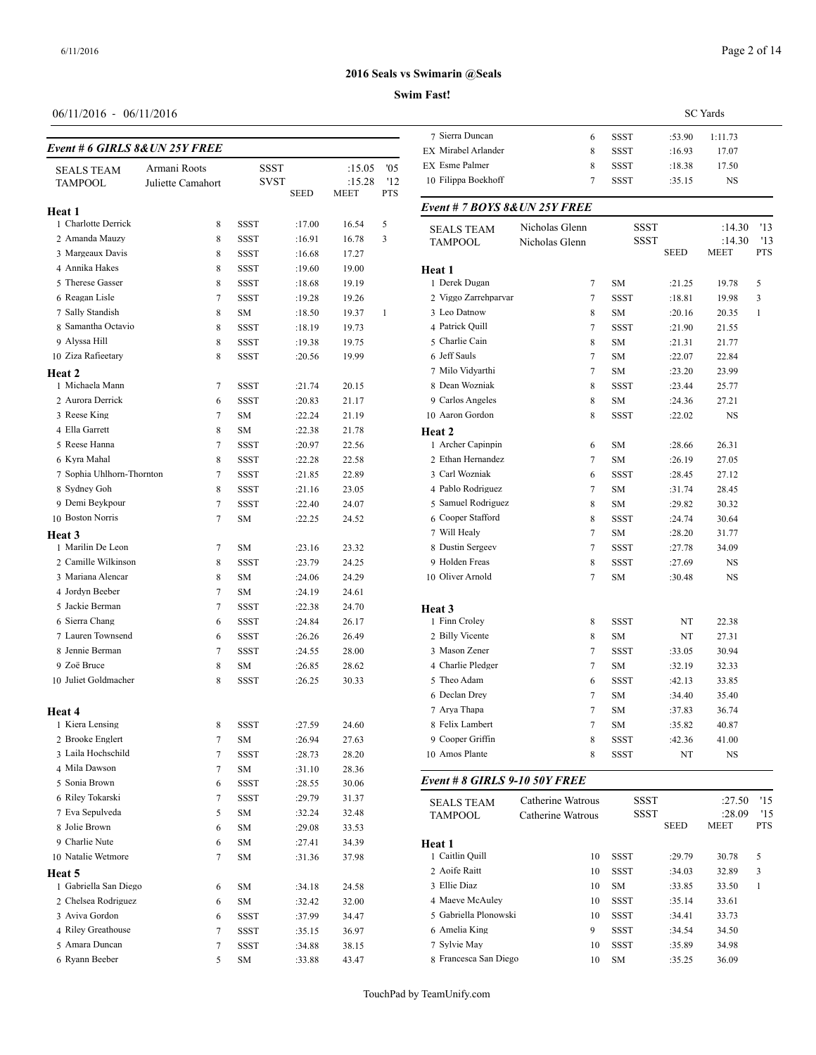# 2016 Seals vs Swimarin @Seals

**Swim Fast!**

06/11/2016 - 06/11/2016

SC Yards

### Event # 6 GIRLS 8&UN 25Y FREE

| | | | | | | |
|---|---|---|---|---|---|---|
| SEALS TEAM | Armani Roots | | SSST | | :15.05 | '05 |
| TAMPOOL | Juliette Camahort | | SVST | | :15.28 | '12 |
| | | | | SEED | MEET | PTS |

**Heat 1**

| | Name | Age | Team | Seed | Meet | Pts |
|---|---|---|---|---|---|---|
| 1 | Charlotte Derrick | 8 | SSST | :17.00 | 16.54 | 5 |
| 2 | Amanda Mauzy | 8 | SSST | :16.91 | 16.78 | 3 |
| 3 | Margeaux Davis | 8 | SSST | :16.68 | 17.27 | |
| 4 | Annika Hakes | 8 | SSST | :19.60 | 19.00 | |
| 5 | Therese Gasser | 8 | SSST | :18.68 | 19.19 | |
| 6 | Reagan Lisle | 7 | SSST | :19.28 | 19.26 | |
| 7 | Sally Standish | 8 | SM | :18.50 | 19.37 | 1 |
| 8 | Samantha Octavio | 8 | SSST | :18.19 | 19.73 | |
| 9 | Alyssa Hill | 8 | SSST | :19.38 | 19.75 | |
| 10 | Ziza Rafieetary | 8 | SSST | :20.56 | 19.99 | |

**Heat 2**

| | Name | Age | Team | Seed | Meet | Pts |
|---|---|---|---|---|---|---|
| 1 | Michaela Mann | 7 | SSST | :21.74 | 20.15 | |
| 2 | Aurora Derrick | 6 | SSST | :20.83 | 21.17 | |
| 3 | Reese King | 7 | SM | :22.24 | 21.19 | |
| 4 | Ella Garrett | 8 | SM | :22.38 | 21.78 | |
| 5 | Reese Hanna | 7 | SSST | :20.97 | 22.56 | |
| 6 | Kyra Mahal | 8 | SSST | :22.28 | 22.58 | |
| 7 | Sophia Uhlhorn-Thornton | 7 | SSST | :21.85 | 22.89 | |
| 8 | Sydney Goh | 8 | SSST | :21.16 | 23.05 | |
| 9 | Demi Beykpour | 7 | SSST | :22.40 | 24.07 | |
| 10 | Boston Norris | 7 | SM | :22.25 | 24.52 | |

**Heat 3**

| | Name | Age | Team | Seed | Meet | Pts |
|---|---|---|---|---|---|---|
| 1 | Marilin De Leon | 7 | SM | :23.16 | 23.32 | |
| 2 | Camille Wilkinson | 8 | SSST | :23.79 | 24.25 | |
| 3 | Mariana Alencar | 8 | SM | :24.06 | 24.29 | |
| 4 | Jordyn Beeber | 7 | SM | :24.19 | 24.61 | |
| 5 | Jackie Berman | 7 | SSST | :22.38 | 24.70 | |
| 6 | Sierra Chang | 6 | SSST | :24.84 | 26.17 | |
| 7 | Lauren Townsend | 6 | SSST | :26.26 | 26.49 | |
| 8 | Jennie Berman | 7 | SSST | :24.55 | 28.00 | |
| 9 | Zoë Bruce | 8 | SM | :26.85 | 28.62 | |
| 10 | Juliet Goldmacher | 8 | SSST | :26.25 | 30.33 | |

**Heat 4**

| | Name | Age | Team | Seed | Meet | Pts |
|---|---|---|---|---|---|---|
| 1 | Kiera Lensing | 8 | SSST | :27.59 | 24.60 | |
| 2 | Brooke Englert | 7 | SM | :26.94 | 27.63 | |
| 3 | Laila Hochschild | 7 | SSST | :28.73 | 28.20 | |
| 4 | Mila Dawson | 7 | SM | :31.10 | 28.36 | |
| 5 | Sonia Brown | 6 | SSST | :28.55 | 30.06 | |
| 6 | Riley Tokarski | 7 | SSST | :29.79 | 31.37 | |
| 7 | Eva Sepulveda | 5 | SM | :32.24 | 32.48 | |
| 8 | Jolie Brown | 6 | SM | :29.08 | 33.53 | |
| 9 | Charlie Nute | 6 | SM | :27.41 | 34.39 | |
| 10 | Natalie Wetmore | 7 | SM | :31.36 | 37.98 | |

**Heat 5**

| | Name | Age | Team | Seed | Meet | Pts |
|---|---|---|---|---|---|---|
| 1 | Gabriella San Diego | 6 | SM | :34.18 | 24.58 | |
| 2 | Chelsea Rodriguez | 6 | SM | :32.42 | 32.00 | |
| 3 | Aviva Gordon | 6 | SSST | :37.99 | 34.47 | |
| 4 | Riley Greathouse | 7 | SSST | :35.15 | 36.97 | |
| 5 | Amara Duncan | 7 | SSST | :34.88 | 38.15 | |
| 6 | Ryann Beeber | 5 | SM | :33.88 | 43.47 | |
| 7 | Sierra Duncan | 6 | SSST | :53.90 | 1:11.73 | |
| EX | Mirabel Arlander | 8 | SSST | :16.93 | 17.07 | |
| EX | Esme Palmer | 8 | SSST | :18.38 | 17.50 | |
| 10 | Filippa Boekhoff | 7 | SSST | :35.15 | NS | |

### Event # 7 BOYS 8&UN 25Y FREE

| | | | | | | |
|---|---|---|---|---|---|---|
| SEALS TEAM | Nicholas Glenn | | SSST | | :14.30 | '13 |
| TAMPOOL | Nicholas Glenn | | SSST | | :14.30 | '13 |
| | | | | SEED | MEET | PTS |

**Heat 1**

| | Name | Age | Team | Seed | Meet | Pts |
|---|---|---|---|---|---|---|
| 1 | Derek Dugan | 7 | SM | :21.25 | 19.78 | 5 |
| 2 | Viggo Zarrehparvar | 7 | SSST | :18.81 | 19.98 | 3 |
| 3 | Leo Datnow | 8 | SM | :20.16 | 20.35 | 1 |
| 4 | Patrick Quill | 7 | SSST | :21.90 | 21.55 | |
| 5 | Charlie Cain | 8 | SM | :21.31 | 21.77 | |
| 6 | Jeff Sauls | 7 | SM | :22.07 | 22.84 | |
| 7 | Milo Vidyarthi | 7 | SM | :23.20 | 23.99 | |
| 8 | Dean Wozniak | 8 | SSST | :23.44 | 25.77 | |
| 9 | Carlos Angeles | 8 | SM | :24.36 | 27.21 | |
| 10 | Aaron Gordon | 8 | SSST | :22.02 | NS | |

**Heat 2**

| | Name | Age | Team | Seed | Meet | Pts |
|---|---|---|---|---|---|---|
| 1 | Archer Capinpin | 6 | SM | :28.66 | 26.31 | |
| 2 | Ethan Hernandez | 7 | SM | :26.19 | 27.05 | |
| 3 | Carl Wozniak | 6 | SSST | :28.45 | 27.12 | |
| 4 | Pablo Rodriguez | 7 | SM | :31.74 | 28.45 | |
| 5 | Samuel Rodriguez | 8 | SM | :29.82 | 30.32 | |
| 6 | Cooper Stafford | 8 | SSST | :24.74 | 30.64 | |
| 7 | Will Healy | 7 | SM | :28.20 | 31.77 | |
| 8 | Dustin Sergeev | 7 | SSST | :27.78 | 34.09 | |
| 9 | Holden Freas | 8 | SSST | :27.69 | NS | |
| 10 | Oliver Arnold | 7 | SM | :30.48 | NS | |

**Heat 3**

| | Name | Age | Team | Seed | Meet | Pts |
|---|---|---|---|---|---|---|
| 1 | Finn Croley | 8 | SSST | NT | 22.38 | |
| 2 | Billy Vicente | 8 | SM | NT | 27.31 | |
| 3 | Mason Zener | 7 | SSST | :33.05 | 30.94 | |
| 4 | Charlie Pledger | 7 | SM | :32.19 | 32.33 | |
| 5 | Theo Adam | 6 | SSST | :42.13 | 33.85 | |
| 6 | Declan Drey | 7 | SM | :34.40 | 35.40 | |
| 7 | Arya Thapa | 7 | SM | :37.83 | 36.74 | |
| 8 | Felix Lambert | 7 | SM | :35.82 | 40.87 | |
| 9 | Cooper Griffin | 8 | SSST | :42.36 | 41.00 | |
| 10 | Amos Plante | 8 | SSST | NT | NS | |

### Event # 8 GIRLS 9-10 50Y FREE

| | | | | | | |
|---|---|---|---|---|---|---|
| SEALS TEAM | Catherine Watrous | | SSST | | :27.50 | '15 |
| TAMPOOL | Catherine Watrous | | SSST | | :28.09 | '15 |
| | | | | SEED | MEET | PTS |

**Heat 1**

| | Name | Age | Team | Seed | Meet | Pts |
|---|---|---|---|---|---|---|
| 1 | Caitlin Quill | 10 | SSST | :29.79 | 30.78 | 5 |
| 2 | Aoife Raitt | 10 | SSST | :34.03 | 32.89 | 3 |
| 3 | Ellie Diaz | 10 | SM | :33.85 | 33.50 | 1 |
| 4 | Maeve McAuley | 10 | SSST | :35.14 | 33.61 | |
| 5 | Gabriella Plonowski | 10 | SSST | :34.41 | 33.73 | |
| 6 | Amelia King | 9 | SSST | :34.54 | 34.50 | |
| 7 | Sylvie May | 10 | SSST | :35.89 | 34.98 | |
| 8 | Francesca San Diego | 10 | SM | :35.25 | 36.09 | |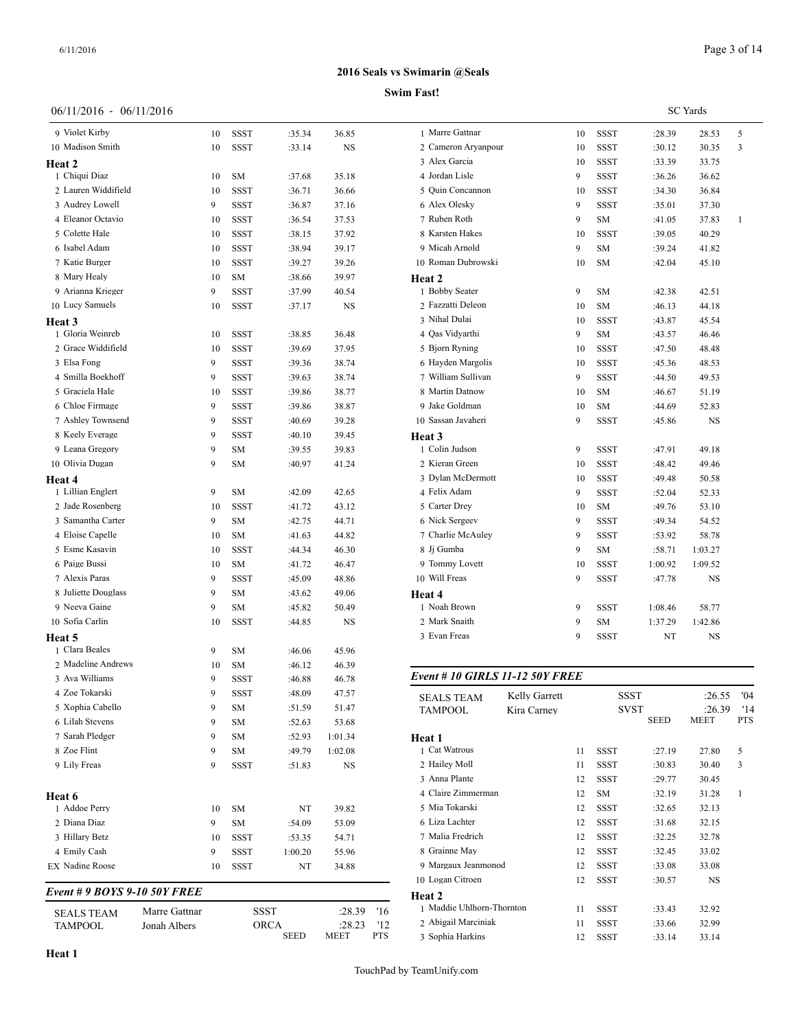# 2016 Seals vs Swimarin @Seals

**Swim Fast!**

06/11/2016 - 06/11/2016

SC Yards

| | Name | Age | Team | Seed | Meet | Pts |
|---|---|---|---|---|---|---|
| 9 | Violet Kirby | 10 | SSST | :35.34 | 36.85 | |
| 10 | Madison Smith | 10 | SSST | :33.14 | NS | |

**Heat 2**

| | Name | Age | Team | Seed | Meet | Pts |
|---|---|---|---|---|---|---|
| 1 | Chiqui Diaz | 10 | SM | :37.68 | 35.18 | |
| 2 | Lauren Widdifield | 10 | SSST | :36.71 | 36.66 | |
| 3 | Audrey Lowell | 9 | SSST | :36.87 | 37.16 | |
| 4 | Eleanor Octavio | 10 | SSST | :36.54 | 37.53 | |
| 5 | Colette Hale | 10 | SSST | :38.15 | 37.92 | |
| 6 | Isabel Adam | 10 | SSST | :38.94 | 39.17 | |
| 7 | Katie Burger | 10 | SSST | :39.27 | 39.26 | |
| 8 | Mary Healy | 10 | SM | :38.66 | 39.97 | |
| 9 | Arianna Krieger | 9 | SSST | :37.99 | 40.54 | |
| 10 | Lucy Samuels | 10 | SSST | :37.17 | NS | |

**Heat 3**

| | Name | Age | Team | Seed | Meet | Pts |
|---|---|---|---|---|---|---|
| 1 | Gloria Weinreb | 10 | SSST | :38.85 | 36.48 | |
| 2 | Grace Widdifield | 10 | SSST | :39.69 | 37.95 | |
| 3 | Elsa Fong | 9 | SSST | :39.36 | 38.74 | |
| 4 | Smilla Boekhoff | 9 | SSST | :39.63 | 38.74 | |
| 5 | Graciela Hale | 10 | SSST | :39.86 | 38.77 | |
| 6 | Chloe Firmage | 9 | SSST | :39.86 | 38.87 | |
| 7 | Ashley Townsend | 9 | SSST | :40.69 | 39.28 | |
| 8 | Keely Everage | 9 | SSST | :40.10 | 39.45 | |
| 9 | Leana Gregory | 9 | SM | :39.55 | 39.83 | |
| 10 | Olivia Dugan | 9 | SM | :40.97 | 41.24 | |

**Heat 4**

| | Name | Age | Team | Seed | Meet | Pts |
|---|---|---|---|---|---|---|
| 1 | Lillian Englert | 9 | SM | :42.09 | 42.65 | |
| 2 | Jade Rosenberg | 10 | SSST | :41.72 | 43.12 | |
| 3 | Samantha Carter | 9 | SM | :42.75 | 44.71 | |
| 4 | Eloise Capelle | 10 | SM | :41.63 | 44.82 | |
| 5 | Esme Kasavin | 10 | SSST | :44.34 | 46.30 | |
| 6 | Paige Bussi | 10 | SM | :41.72 | 46.47 | |
| 7 | Alexis Paras | 9 | SSST | :45.09 | 48.86 | |
| 8 | Juliette Douglass | 9 | SM | :43.62 | 49.06 | |
| 9 | Neeva Gaine | 9 | SM | :45.82 | 50.49 | |
| 10 | Sofia Carlin | 10 | SSST | :44.85 | NS | |

**Heat 5**

| | Name | Age | Team | Seed | Meet | Pts |
|---|---|---|---|---|---|---|
| 1 | Clara Beales | 9 | SM | :46.06 | 45.96 | |
| 2 | Madeline Andrews | 10 | SM | :46.12 | 46.39 | |
| 3 | Ava Williams | 9 | SSST | :46.88 | 46.78 | |
| 4 | Zoe Tokarski | 9 | SSST | :48.09 | 47.57 | |
| 5 | Xophia Cabello | 9 | SM | :51.59 | 51.47 | |
| 6 | Lilah Stevens | 9 | SM | :52.63 | 53.68 | |
| 7 | Sarah Pledger | 9 | SM | :52.93 | 1:01.34 | |
| 8 | Zoe Flint | 9 | SM | :49.79 | 1:02.08 | |
| 9 | Lily Freas | 9 | SSST | :51.83 | NS | |

**Heat 6**

| | Name | Age | Team | Seed | Meet | Pts |
|---|---|---|---|---|---|---|
| 1 | Addoe Perry | 10 | SM | NT | 39.82 | |
| 2 | Diana Diaz | 9 | SM | :54.09 | 53.09 | |
| 3 | Hillary Betz | 10 | SSST | :53.35 | 54.71 | |
| 4 | Emily Cash | 9 | SSST | 1:00.20 | 55.96 | |
| EX | Nadine Roose | 10 | SSST | NT | 34.88 | |

### *Event # 9 BOYS 9-10 50Y FREE*

| | | | | |
|---|---|---|---|---|
| SEALS TEAM | Marre Gattnar | SSST | :28.39 | '16 |
| TAMPOOL | Jonah Albers | ORCA | :28.23 | '12 |
| | | SEED | MEET | PTS |

**Heat 1**

| | Name | Age | Team | Seed | Meet | Pts |
|---|---|---|---|---|---|---|
| 1 | Marre Gattnar | 10 | SSST | :28.39 | 28.53 | 5 |
| 2 | Cameron Aryanpour | 10 | SSST | :30.12 | 30.35 | 3 |
| 3 | Alex Garcia | 10 | SSST | :33.39 | 33.75 | |
| 4 | Jordan Lisle | 9 | SSST | :36.26 | 36.62 | |
| 5 | Quin Concannon | 10 | SSST | :34.30 | 36.84 | |
| 6 | Alex Olesky | 9 | SSST | :35.01 | 37.30 | |
| 7 | Ruben Roth | 9 | SM | :41.05 | 37.83 | 1 |
| 8 | Karsten Hakes | 10 | SSST | :39.05 | 40.29 | |
| 9 | Micah Arnold | 9 | SM | :39.24 | 41.82 | |
| 10 | Roman Dubrowski | 10 | SM | :42.04 | 45.10 | |

**Heat 2**

| | Name | Age | Team | Seed | Meet | Pts |
|---|---|---|---|---|---|---|
| 1 | Bobby Seater | 9 | SM | :42.38 | 42.51 | |
| 2 | Fazzatti Deleon | 10 | SM | :46.13 | 44.18 | |
| 3 | Nihal Dulai | 10 | SSST | :43.87 | 45.54 | |
| 4 | Qas Vidyarthi | 9 | SM | :43.57 | 46.46 | |
| 5 | Bjorn Ryning | 10 | SSST | :47.50 | 48.48 | |
| 6 | Hayden Margolis | 10 | SSST | :45.36 | 48.53 | |
| 7 | William Sullivan | 9 | SSST | :44.50 | 49.53 | |
| 8 | Martin Datnow | 10 | SM | :46.67 | 51.19 | |
| 9 | Jake Goldman | 10 | SM | :44.69 | 52.83 | |
| 10 | Sassan Javaheri | 9 | SSST | :45.86 | NS | |

**Heat 3**

| | Name | Age | Team | Seed | Meet | Pts |
|---|---|---|---|---|---|---|
| 1 | Colin Judson | 9 | SSST | :47.91 | 49.18 | |
| 2 | Kieran Green | 10 | SSST | :48.42 | 49.46 | |
| 3 | Dylan McDermott | 10 | SSST | :49.48 | 50.58 | |
| 4 | Felix Adam | 9 | SSST | :52.04 | 52.33 | |
| 5 | Carter Drey | 10 | SM | :49.76 | 53.10 | |
| 6 | Nick Sergeev | 9 | SSST | :49.34 | 54.52 | |
| 7 | Charlie McAuley | 9 | SSST | :53.92 | 58.78 | |
| 8 | Jj Gumba | 9 | SM | :58.71 | 1:03.27 | |
| 9 | Tommy Lovett | 10 | SSST | 1:00.92 | 1:09.52 | |
| 10 | Will Freas | 9 | SSST | :47.78 | NS | |

**Heat 4**

| | Name | Age | Team | Seed | Meet | Pts |
|---|---|---|---|---|---|---|
| 1 | Noah Brown | 9 | SSST | 1:08.46 | 58.77 | |
| 2 | Mark Snaith | 9 | SM | 1:37.29 | 1:42.86 | |
| 3 | Evan Freas | 9 | SSST | NT | NS | |

### *Event # 10 GIRLS 11-12 50Y FREE*

| | | | | |
|---|---|---|---|---|
| SEALS TEAM | Kelly Garrett | SSST | :26.55 | '04 |
| TAMPOOL | Kira Carney | SVST | :26.39 | '14 |
| | | SEED | MEET | PTS |

**Heat 1**

| | Name | Age | Team | Seed | Meet | Pts |
|---|---|---|---|---|---|---|
| 1 | Cat Watrous | 11 | SSST | :27.19 | 27.80 | 5 |
| 2 | Hailey Moll | 11 | SSST | :30.83 | 30.40 | 3 |
| 3 | Anna Plante | 12 | SSST | :29.77 | 30.45 | |
| 4 | Claire Zimmerman | 12 | SM | :32.19 | 31.28 | 1 |
| 5 | Mia Tokarski | 12 | SSST | :32.65 | 32.13 | |
| 6 | Liza Lachter | 12 | SSST | :31.68 | 32.15 | |
| 7 | Malia Fredrich | 12 | SSST | :32.25 | 32.78 | |
| 8 | Grainne May | 12 | SSST | :32.45 | 33.02 | |
| 9 | Margaux Jeanmonod | 12 | SSST | :33.08 | 33.08 | |
| 10 | Logan Citroen | 12 | SSST | :30.57 | NS | |

**Heat 2**

| | Name | Age | Team | Seed | Meet | Pts |
|---|---|---|---|---|---|---|
| 1 | Maddie Uhlhorn-Thornton | 11 | SSST | :33.43 | 32.92 | |
| 2 | Abigail Marciniak | 11 | SSST | :33.66 | 32.99 | |
| 3 | Sophia Harkins | 12 | SSST | :33.14 | 33.14 | |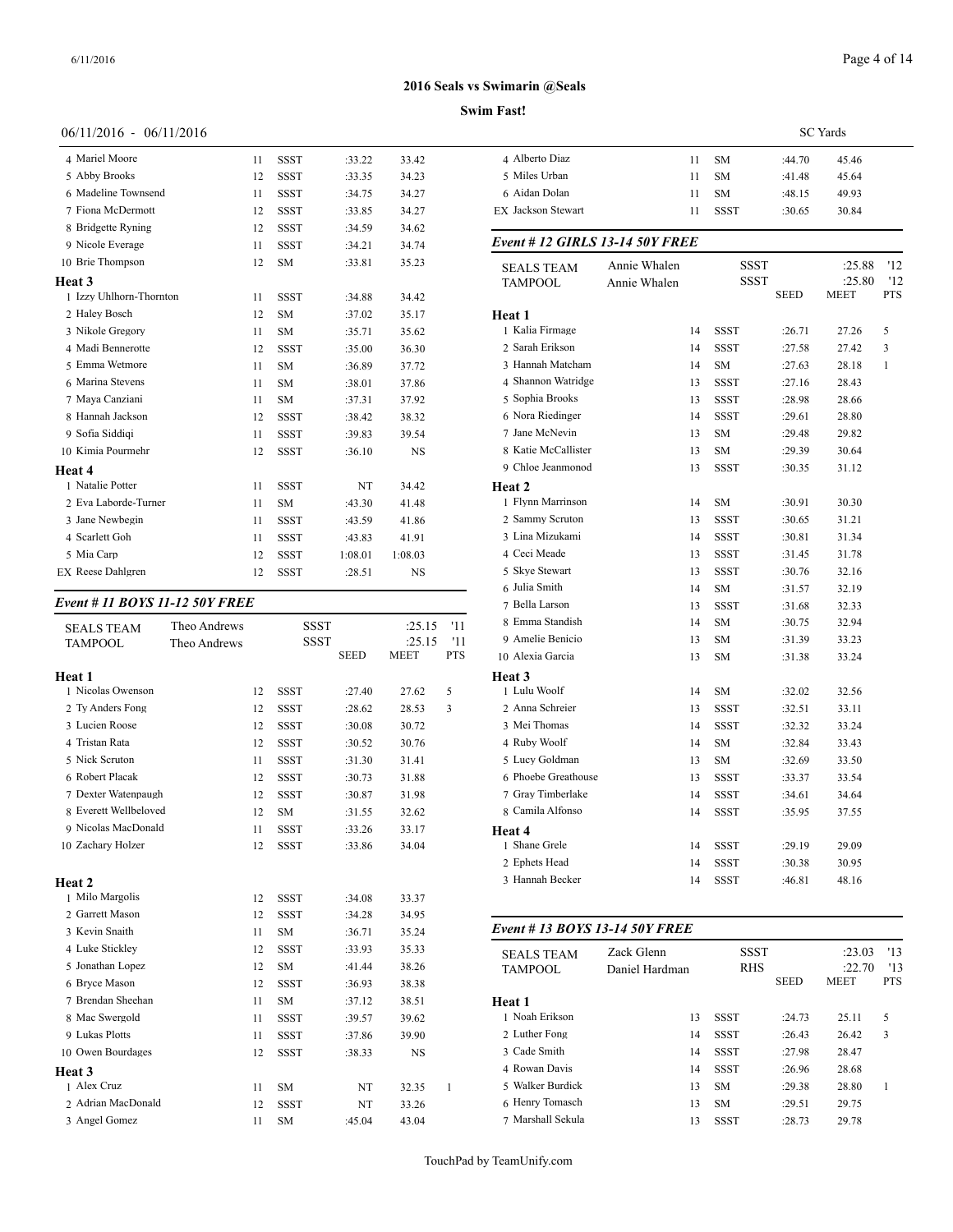## 2016 Seals vs Swimarin @Seals

**Swim Fast!**

06/11/2016 - 06/11/2016

SC Yards

| | Name | Age | Team | Seed | Meet | Pts |
|---|---|---|---|---|---|---|
| 4 | Mariel Moore | 11 | SSST | :33.22 | 33.42 | |
| 5 | Abby Brooks | 12 | SSST | :33.35 | 34.23 | |
| 6 | Madeline Townsend | 11 | SSST | :34.75 | 34.27 | |
| 7 | Fiona McDermott | 12 | SSST | :33.85 | 34.27 | |
| 8 | Bridgette Ryning | 12 | SSST | :34.59 | 34.62 | |
| 9 | Nicole Everage | 11 | SSST | :34.21 | 34.74 | |
| 10 | Brie Thompson | 12 | SM | :33.81 | 35.23 | |

**Heat 3**

| | Name | Age | Team | Seed | Meet | Pts |
|---|---|---|---|---|---|---|
| 1 | Izzy Uhlhorn-Thornton | 11 | SSST | :34.88 | 34.42 | |
| 2 | Haley Bosch | 12 | SM | :37.02 | 35.17 | |
| 3 | Nikole Gregory | 11 | SM | :35.71 | 35.62 | |
| 4 | Madi Bennerotte | 12 | SSST | :35.00 | 36.30 | |
| 5 | Emma Wetmore | 11 | SM | :36.89 | 37.72 | |
| 6 | Marina Stevens | 11 | SM | :38.01 | 37.86 | |
| 7 | Maya Canziani | 11 | SM | :37.31 | 37.92 | |
| 8 | Hannah Jackson | 12 | SSST | :38.42 | 38.32 | |
| 9 | Sofia Siddiqi | 11 | SSST | :39.83 | 39.54 | |
| 10 | Kimia Pourmehr | 12 | SSST | :36.10 | NS | |

**Heat 4**

| | Name | Age | Team | Seed | Meet | Pts |
|---|---|---|---|---|---|---|
| 1 | Natalie Potter | 11 | SSST | NT | 34.42 | |
| 2 | Eva Laborde-Turner | 11 | SM | :43.30 | 41.48 | |
| 3 | Jane Newbegin | 11 | SSST | :43.59 | 41.86 | |
| 4 | Scarlett Goh | 11 | SSST | :43.83 | 41.91 | |
| 5 | Mia Carp | 12 | SSST | 1:08.01 | 1:08.03 | |
| EX | Reese Dahlgren | 12 | SSST | :28.51 | NS | |

### Event # 11 BOYS 11-12 50Y FREE

| | | | | |
|---|---|---|---|---|
| SEALS TEAM | Theo Andrews | SSST | :25.15 | '11 |
| TAMPOOL | Theo Andrews | SSST | :25.15 | '11 |

**Heat 1**

| | Name | Age | Team | Seed | Meet | Pts |
|---|---|---|---|---|---|---|
| 1 | Nicolas Owenson | 12 | SSST | :27.40 | 27.62 | 5 |
| 2 | Ty Anders Fong | 12 | SSST | :28.62 | 28.53 | 3 |
| 3 | Lucien Roose | 12 | SSST | :30.08 | 30.72 | |
| 4 | Tristan Rata | 12 | SSST | :30.52 | 30.76 | |
| 5 | Nick Scruton | 11 | SSST | :31.30 | 31.41 | |
| 6 | Robert Placak | 12 | SSST | :30.73 | 31.88 | |
| 7 | Dexter Watenpaugh | 12 | SSST | :30.87 | 31.98 | |
| 8 | Everett Wellbeloved | 12 | SM | :31.55 | 32.62 | |
| 9 | Nicolas MacDonald | 11 | SSST | :33.26 | 33.17 | |
| 10 | Zachary Holzer | 12 | SSST | :33.86 | 34.04 | |

**Heat 2**

| | Name | Age | Team | Seed | Meet | Pts |
|---|---|---|---|---|---|---|
| 1 | Milo Margolis | 12 | SSST | :34.08 | 33.37 | |
| 2 | Garrett Mason | 12 | SSST | :34.28 | 34.95 | |
| 3 | Kevin Snaith | 11 | SM | :36.71 | 35.24 | |
| 4 | Luke Stickley | 12 | SSST | :33.93 | 35.33 | |
| 5 | Jonathan Lopez | 12 | SM | :41.44 | 38.26 | |
| 6 | Bryce Mason | 12 | SSST | :36.93 | 38.38 | |
| 7 | Brendan Sheehan | 11 | SM | :37.12 | 38.51 | |
| 8 | Mac Swergold | 11 | SSST | :39.57 | 39.62 | |
| 9 | Lukas Plotts | 11 | SSST | :37.86 | 39.90 | |
| 10 | Owen Bourdages | 12 | SSST | :38.33 | NS | |

**Heat 3**

| | Name | Age | Team | Seed | Meet | Pts |
|---|---|---|---|---|---|---|
| 1 | Alex Cruz | 11 | SM | NT | 32.35 | 1 |
| 2 | Adrian MacDonald | 12 | SSST | NT | 33.26 | |
| 3 | Angel Gomez | 11 | SM | :45.04 | 43.04 | |
| 4 | Alberto Diaz | 11 | SM | :44.70 | 45.46 | |
| 5 | Miles Urban | 11 | SM | :41.48 | 45.64 | |
| 6 | Aidan Dolan | 11 | SM | :48.15 | 49.93 | |
| EX | Jackson Stewart | 11 | SSST | :30.65 | 30.84 | |

### Event # 12 GIRLS 13-14 50Y FREE

| | | | | |
|---|---|---|---|---|
| SEALS TEAM | Annie Whalen | SSST | :25.88 | '12 |
| TAMPOOL | Annie Whalen | SSST | :25.80 | '12 |

**Heat 1**

| | Name | Age | Team | Seed | Meet | Pts |
|---|---|---|---|---|---|---|
| 1 | Kalia Firmage | 14 | SSST | :26.71 | 27.26 | 5 |
| 2 | Sarah Erikson | 14 | SSST | :27.58 | 27.42 | 3 |
| 3 | Hannah Matcham | 14 | SM | :27.63 | 28.18 | 1 |
| 4 | Shannon Watridge | 13 | SSST | :27.16 | 28.43 | |
| 5 | Sophia Brooks | 13 | SSST | :28.98 | 28.66 | |
| 6 | Nora Riedinger | 14 | SSST | :29.61 | 28.80 | |
| 7 | Jane McNevin | 13 | SM | :29.48 | 29.82 | |
| 8 | Katie McCallister | 13 | SM | :29.39 | 30.64 | |
| 9 | Chloe Jeanmonod | 13 | SSST | :30.35 | 31.12 | |

**Heat 2**

| | Name | Age | Team | Seed | Meet | Pts |
|---|---|---|---|---|---|---|
| 1 | Flynn Marrinson | 14 | SM | :30.91 | 30.30 | |
| 2 | Sammy Scruton | 13 | SSST | :30.65 | 31.21 | |
| 3 | Lina Mizukami | 14 | SSST | :30.81 | 31.34 | |
| 4 | Ceci Meade | 13 | SSST | :31.45 | 31.78 | |
| 5 | Skye Stewart | 13 | SSST | :30.76 | 32.16 | |
| 6 | Julia Smith | 14 | SM | :31.57 | 32.19 | |
| 7 | Bella Larson | 13 | SSST | :31.68 | 32.33 | |
| 8 | Emma Standish | 14 | SM | :30.75 | 32.94 | |
| 9 | Amelie Benicio | 13 | SM | :31.39 | 33.23 | |
| 10 | Alexia Garcia | 13 | SM | :31.38 | 33.24 | |

**Heat 3**

| | Name | Age | Team | Seed | Meet | Pts |
|---|---|---|---|---|---|---|
| 1 | Lulu Woolf | 14 | SM | :32.02 | 32.56 | |
| 2 | Anna Schreier | 13 | SSST | :32.51 | 33.11 | |
| 3 | Mei Thomas | 14 | SSST | :32.32 | 33.24 | |
| 4 | Ruby Woolf | 14 | SM | :32.84 | 33.43 | |
| 5 | Lucy Goldman | 13 | SM | :32.69 | 33.50 | |
| 6 | Phoebe Greathouse | 13 | SSST | :33.37 | 33.54 | |
| 7 | Gray Timberlake | 14 | SSST | :34.61 | 34.64 | |
| 8 | Camila Alfonso | 14 | SSST | :35.95 | 37.55 | |

**Heat 4**

| | Name | Age | Team | Seed | Meet | Pts |
|---|---|---|---|---|---|---|
| 1 | Shane Grele | 14 | SSST | :29.19 | 29.09 | |
| 2 | Ephets Head | 14 | SSST | :30.38 | 30.95 | |
| 3 | Hannah Becker | 14 | SSST | :46.81 | 48.16 | |

### Event # 13 BOYS 13-14 50Y FREE

| | | | | |
|---|---|---|---|---|
| SEALS TEAM | Zack Glenn | SSST | :23.03 | '13 |
| TAMPOOL | Daniel Hardman | RHS | :22.70 | '13 |

**Heat 1**

| | Name | Age | Team | Seed | Meet | Pts |
|---|---|---|---|---|---|---|
| 1 | Noah Erikson | 13 | SSST | :24.73 | 25.11 | 5 |
| 2 | Luther Fong | 14 | SSST | :26.43 | 26.42 | 3 |
| 3 | Cade Smith | 14 | SSST | :27.98 | 28.47 | |
| 4 | Rowan Davis | 14 | SSST | :26.96 | 28.68 | |
| 5 | Walker Burdick | 13 | SM | :29.38 | 28.80 | 1 |
| 6 | Henry Tomasch | 13 | SM | :29.51 | 29.75 | |
| 7 | Marshall Sekula | 13 | SSST | :28.73 | 29.78 | |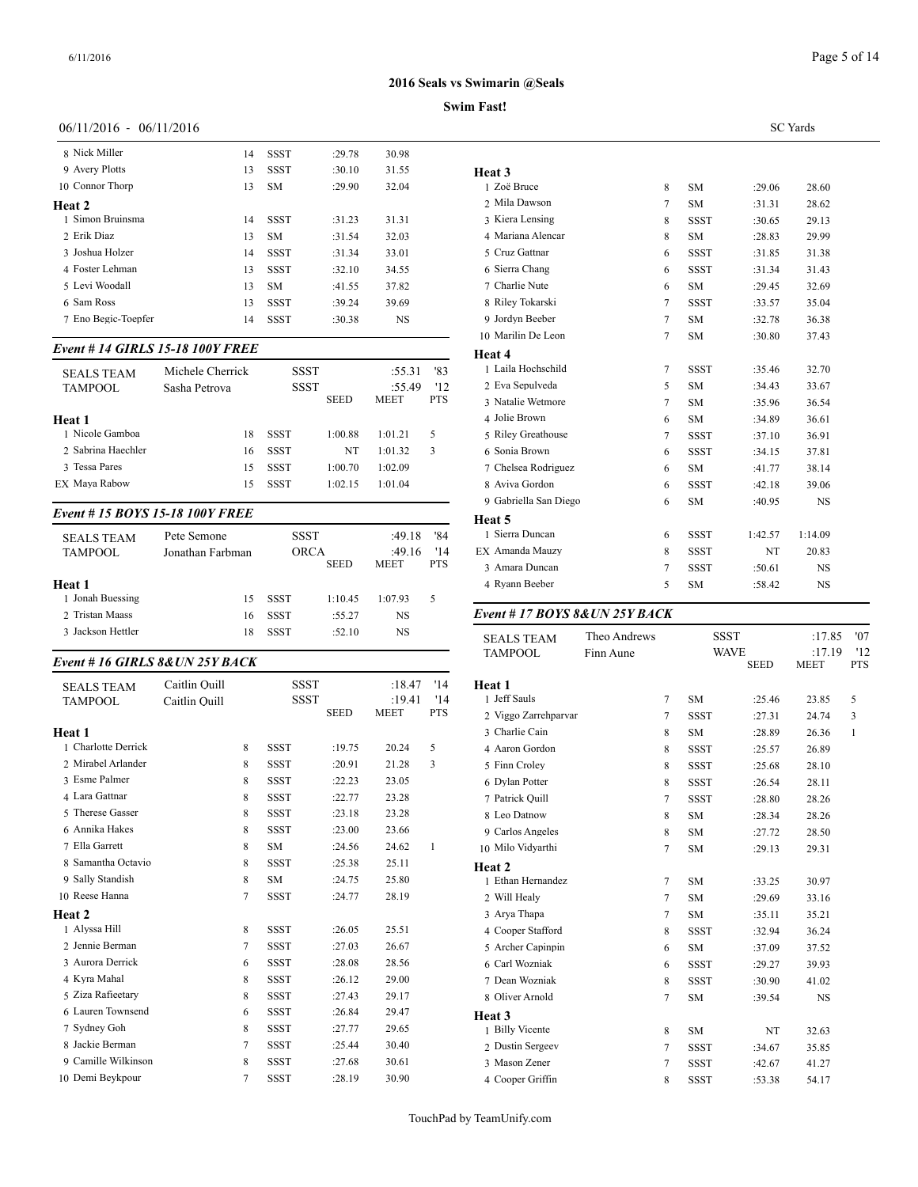# 2016 Seals vs Swimarin @Seals

## Swim Fast!

06/11/2016 - 06/11/2016 SC Yards

| Name | Age | Team | Seed | Meet | Pts |
|---|---|---|---|---|---|
| 8 Nick Miller | 14 | SSST | :29.78 | 30.98 | |
| 9 Avery Plotts | 13 | SSST | :30.10 | 31.55 | |
| 10 Connor Thorp | 13 | SM | :29.90 | 32.04 | |
| **Heat 2** | | | | | |
| 1 Simon Bruinsma | 14 | SSST | :31.23 | 31.31 | |
| 2 Erik Diaz | 13 | SM | :31.54 | 32.03 | |
| 3 Joshua Holzer | 14 | SSST | :31.34 | 33.01 | |
| 4 Foster Lehman | 13 | SSST | :32.10 | 34.55 | |
| 5 Levi Woodall | 13 | SM | :41.55 | 37.82 | |
| 6 Sam Ross | 13 | SSST | :39.24 | 39.69 | |
| 7 Eno Begic-Toepfer | 14 | SSST | :30.38 | NS | |

### Event # 14 GIRLS 15-18 100Y FREE

| | | | | | |
|---|---|---|---|---|---|
| SEALS TEAM | Michele Cherrick | | SSST | :55.31 | '83 |
| TAMPOOL | Sasha Petrova | | SSST | :55.49 | '12 |
| | | | SEED | MEET | PTS |
| **Heat 1** | | | | | |
| 1 Nicole Gamboa | 18 | SSST | 1:00.88 | 1:01.21 | 5 |
| 2 Sabrina Haechler | 16 | SSST | NT | 1:01.32 | 3 |
| 3 Tessa Pares | 15 | SSST | 1:00.70 | 1:02.09 | |
| EX Maya Rabow | 15 | SSST | 1:02.15 | 1:01.04 | |

### Event # 15 BOYS 15-18 100Y FREE

| | | | | | |
|---|---|---|---|---|---|
| SEALS TEAM | Pete Semone | | SSST | :49.18 | '84 |
| TAMPOOL | Jonathan Farbman | | ORCA | :49.16 | '14 |
| | | | SEED | MEET | PTS |
| **Heat 1** | | | | | |
| 1 Jonah Buessing | 15 | SSST | 1:10.45 | 1:07.93 | 5 |
| 2 Tristan Maass | 16 | SSST | :55.27 | NS | |
| 3 Jackson Hettler | 18 | SSST | :52.10 | NS | |

### Event # 16 GIRLS 8&UN 25Y BACK

| | | | | | |
|---|---|---|---|---|---|
| SEALS TEAM | Caitlin Quill | | SSST | :18.47 | '14 |
| TAMPOOL | Caitlin Quill | | SSST | :19.41 | '14 |
| | | | SEED | MEET | PTS |
| **Heat 1** | | | | | |
| 1 Charlotte Derrick | 8 | SSST | :19.75 | 20.24 | 5 |
| 2 Mirabel Arlander | 8 | SSST | :20.91 | 21.28 | 3 |
| 3 Esme Palmer | 8 | SSST | :22.23 | 23.05 | |
| 4 Lara Gattnar | 8 | SSST | :22.77 | 23.28 | |
| 5 Therese Gasser | 8 | SSST | :23.18 | 23.28 | |
| 6 Annika Hakes | 8 | SSST | :23.00 | 23.66 | |
| 7 Ella Garrett | 8 | SM | :24.56 | 24.62 | 1 |
| 8 Samantha Octavio | 8 | SSST | :25.38 | 25.11 | |
| 9 Sally Standish | 8 | SM | :24.75 | 25.80 | |
| 10 Reese Hanna | 7 | SSST | :24.77 | 28.19 | |
| **Heat 2** | | | | | |
| 1 Alyssa Hill | 8 | SSST | :26.05 | 25.51 | |
| 2 Jennie Berman | 7 | SSST | :27.03 | 26.67 | |
| 3 Aurora Derrick | 6 | SSST | :28.08 | 28.56 | |
| 4 Kyra Mahal | 8 | SSST | :26.12 | 29.00 | |
| 5 Ziza Rafieetary | 8 | SSST | :27.43 | 29.17 | |
| 6 Lauren Townsend | 6 | SSST | :26.84 | 29.47 | |
| 7 Sydney Goh | 8 | SSST | :27.77 | 29.65 | |
| 8 Jackie Berman | 7 | SSST | :25.44 | 30.40 | |
| 9 Camille Wilkinson | 8 | SSST | :27.68 | 30.61 | |
| 10 Demi Beykpour | 7 | SSST | :28.19 | 30.90 | |
| **Heat 3** | | | | | |
| 1 Zoë Bruce | 8 | SM | :29.06 | 28.60 | |
| 2 Mila Dawson | 7 | SM | :31.31 | 28.62 | |
| 3 Kiera Lensing | 8 | SSST | :30.65 | 29.13 | |
| 4 Mariana Alencar | 8 | SM | :28.83 | 29.99 | |
| 5 Cruz Gattnar | 6 | SSST | :31.85 | 31.38 | |
| 6 Sierra Chang | 6 | SSST | :31.34 | 31.43 | |
| 7 Charlie Nute | 6 | SM | :29.45 | 32.69 | |
| 8 Riley Tokarski | 7 | SSST | :33.57 | 35.04 | |
| 9 Jordyn Beeber | 7 | SM | :32.78 | 36.38 | |
| 10 Marilin De Leon | 7 | SM | :30.80 | 37.43 | |
| **Heat 4** | | | | | |
| 1 Laila Hochschild | 7 | SSST | :35.46 | 32.70 | |
| 2 Eva Sepulveda | 5 | SM | :34.43 | 33.67 | |
| 3 Natalie Wetmore | 7 | SM | :35.96 | 36.54 | |
| 4 Jolie Brown | 6 | SM | :34.89 | 36.61 | |
| 5 Riley Greathouse | 7 | SSST | :37.10 | 36.91 | |
| 6 Sonia Brown | 6 | SSST | :34.15 | 37.81 | |
| 7 Chelsea Rodriguez | 6 | SM | :41.77 | 38.14 | |
| 8 Aviva Gordon | 6 | SSST | :42.18 | 39.06 | |
| 9 Gabriella San Diego | 6 | SM | :40.95 | NS | |
| **Heat 5** | | | | | |
| 1 Sierra Duncan | 6 | SSST | 1:42.57 | 1:14.09 | |
| EX Amanda Mauzy | 8 | SSST | NT | 20.83 | |
| 3 Amara Duncan | 7 | SSST | :50.61 | NS | |
| 4 Ryann Beeber | 5 | SM | :58.42 | NS | |

### Event # 17 BOYS 8&UN 25Y BACK

| | | | | | |
|---|---|---|---|---|---|
| SEALS TEAM | Theo Andrews | | SSST | :17.85 | '07 |
| TAMPOOL | Finn Aune | | WAVE | :17.19 | '12 |
| | | | SEED | MEET | PTS |
| **Heat 1** | | | | | |
| 1 Jeff Sauls | 7 | SM | :25.46 | 23.85 | 5 |
| 2 Viggo Zarrehparvar | 7 | SSST | :27.31 | 24.74 | 3 |
| 3 Charlie Cain | 8 | SM | :28.89 | 26.36 | 1 |
| 4 Aaron Gordon | 8 | SSST | :25.57 | 26.89 | |
| 5 Finn Croley | 8 | SSST | :25.68 | 28.10 | |
| 6 Dylan Potter | 8 | SSST | :26.54 | 28.11 | |
| 7 Patrick Quill | 7 | SSST | :28.80 | 28.26 | |
| 8 Leo Datnow | 8 | SM | :28.34 | 28.26 | |
| 9 Carlos Angeles | 8 | SM | :27.72 | 28.50 | |
| 10 Milo Vidyarthi | 7 | SM | :29.13 | 29.31 | |
| **Heat 2** | | | | | |
| 1 Ethan Hernandez | 7 | SM | :33.25 | 30.97 | |
| 2 Will Healy | 7 | SM | :29.69 | 33.16 | |
| 3 Arya Thapa | 7 | SM | :35.11 | 35.21 | |
| 4 Cooper Stafford | 8 | SSST | :32.94 | 36.24 | |
| 5 Archer Capinpin | 6 | SM | :37.09 | 37.52 | |
| 6 Carl Wozniak | 6 | SSST | :29.27 | 39.93 | |
| 7 Dean Wozniak | 8 | SSST | :30.90 | 41.02 | |
| 8 Oliver Arnold | 7 | SM | :39.54 | NS | |
| **Heat 3** | | | | | |
| 1 Billy Vicente | 8 | SM | NT | 32.63 | |
| 2 Dustin Sergeev | 7 | SSST | :34.67 | 35.85 | |
| 3 Mason Zener | 7 | SSST | :42.67 | 41.27 | |
| 4 Cooper Griffin | 8 | SSST | :53.38 | 54.17 | |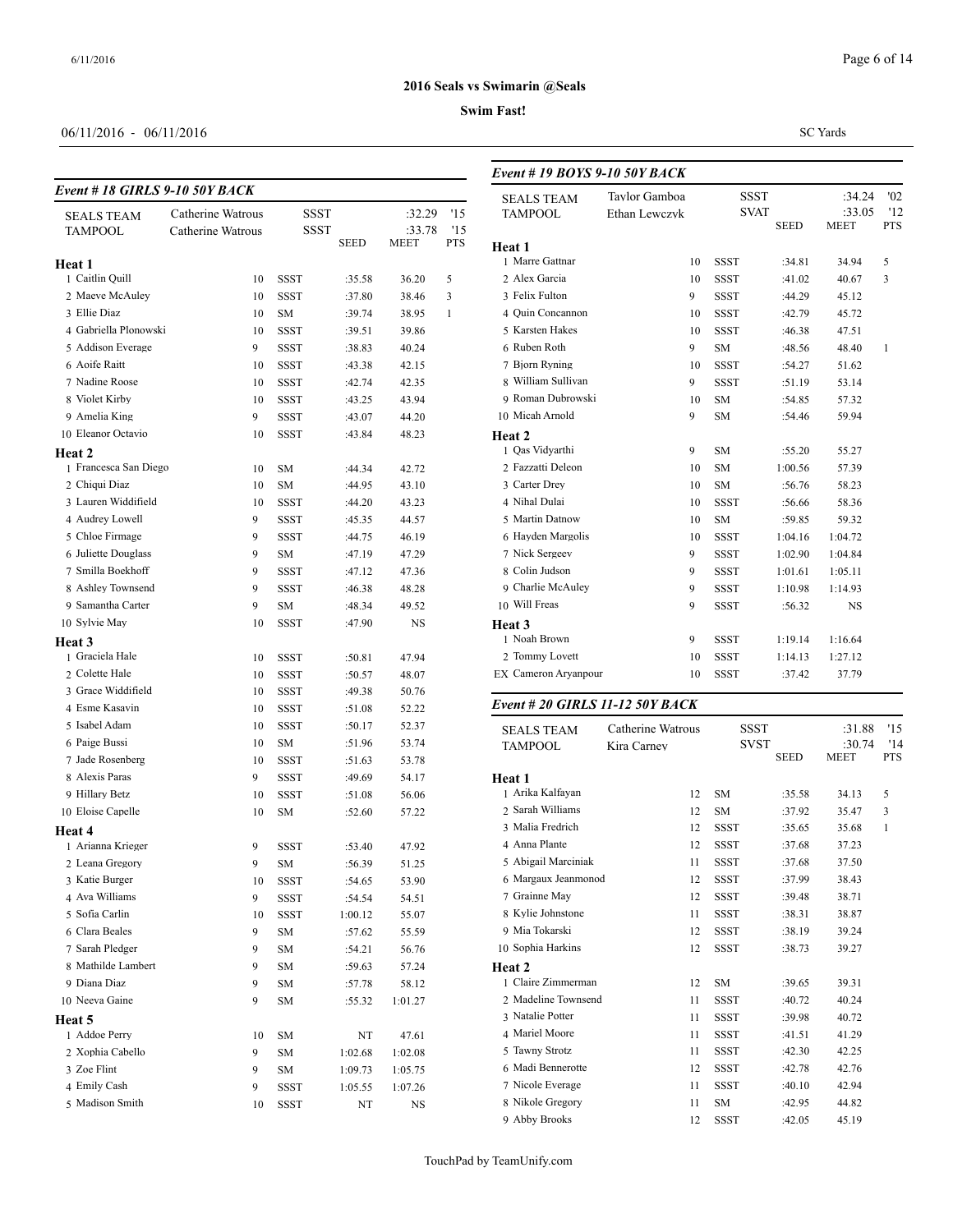# 2016 Seals vs Swimarin @Seals

**Swim Fast!**

06/11/2016 - 06/11/2016

SC Yards

### *Event # 18 GIRLS 9-10 50Y BACK*

| | | | | | | |
|---|---|---|---|---|---|---|
| SEALS TEAM | Catherine Watrous | | SSST | | :32.29 | '15 |
| TAMPOOL | Catherine Watrous | | SSST | | :33.78 | '15 |
| | | | | SEED | MEET | PTS |
| **Heat 1** | | | | | | |
| 1 Caitlin Quill | | 10 | SSST | :35.58 | 36.20 | 5 |
| 2 Maeve McAuley | | 10 | SSST | :37.80 | 38.46 | 3 |
| 3 Ellie Diaz | | 10 | SM | :39.74 | 38.95 | 1 |
| 4 Gabriella Plonowski | | 10 | SSST | :39.51 | 39.86 | |
| 5 Addison Everage | | 9 | SSST | :38.83 | 40.24 | |
| 6 Aoife Raitt | | 10 | SSST | :43.38 | 42.15 | |
| 7 Nadine Roose | | 10 | SSST | :42.74 | 42.35 | |
| 8 Violet Kirby | | 10 | SSST | :43.25 | 43.94 | |
| 9 Amelia King | | 9 | SSST | :43.07 | 44.20 | |
| 10 Eleanor Octavio | | 10 | SSST | :43.84 | 48.23 | |
| **Heat 2** | | | | | | |
| 1 Francesca San Diego | | 10 | SM | :44.34 | 42.72 | |
| 2 Chiqui Diaz | | 10 | SM | :44.95 | 43.10 | |
| 3 Lauren Widdifield | | 10 | SSST | :44.20 | 43.23 | |
| 4 Audrey Lowell | | 9 | SSST | :45.35 | 44.57 | |
| 5 Chloe Firmage | | 9 | SSST | :44.75 | 46.19 | |
| 6 Juliette Douglass | | 9 | SM | :47.19 | 47.29 | |
| 7 Smilla Boekhoff | | 9 | SSST | :47.12 | 47.36 | |
| 8 Ashley Townsend | | 9 | SSST | :46.38 | 48.28 | |
| 9 Samantha Carter | | 9 | SM | :48.34 | 49.52 | |
| 10 Sylvie May | | 10 | SSST | :47.90 | NS | |
| **Heat 3** | | | | | | |
| 1 Graciela Hale | | 10 | SSST | :50.81 | 47.94 | |
| 2 Colette Hale | | 10 | SSST | :50.57 | 48.07 | |
| 3 Grace Widdifield | | 10 | SSST | :49.38 | 50.76 | |
| 4 Esme Kasavin | | 10 | SSST | :51.08 | 52.22 | |
| 5 Isabel Adam | | 10 | SSST | :50.17 | 52.37 | |
| 6 Paige Bussi | | 10 | SM | :51.96 | 53.74 | |
| 7 Jade Rosenberg | | 10 | SSST | :51.63 | 53.78 | |
| 8 Alexis Paras | | 9 | SSST | :49.69 | 54.17 | |
| 9 Hillary Betz | | 10 | SSST | :51.08 | 56.06 | |
| 10 Eloise Capelle | | 10 | SM | :52.60 | 57.22 | |
| **Heat 4** | | | | | | |
| 1 Arianna Krieger | | 9 | SSST | :53.40 | 47.92 | |
| 2 Leana Gregory | | 9 | SM | :56.39 | 51.25 | |
| 3 Katie Burger | | 10 | SSST | :54.65 | 53.90 | |
| 4 Ava Williams | | 9 | SSST | :54.54 | 54.51 | |
| 5 Sofia Carlin | | 10 | SSST | 1:00.12 | 55.07 | |
| 6 Clara Beales | | 9 | SM | :57.62 | 55.59 | |
| 7 Sarah Pledger | | 9 | SM | :54.21 | 56.76 | |
| 8 Mathilde Lambert | | 9 | SM | :59.63 | 57.24 | |
| 9 Diana Diaz | | 9 | SM | :57.78 | 58.12 | |
| 10 Neeva Gaine | | 9 | SM | :55.32 | 1:01.27 | |
| **Heat 5** | | | | | | |
| 1 Addoe Perry | | 10 | SM | NT | 47.61 | |
| 2 Xophia Cabello | | 9 | SM | 1:02.68 | 1:02.08 | |
| 3 Zoe Flint | | 9 | SM | 1:09.73 | 1:05.75 | |
| 4 Emily Cash | | 9 | SSST | 1:05.55 | 1:07.26 | |
| 5 Madison Smith | | 10 | SSST | NT | NS | |

### *Event # 19 BOYS 9-10 50Y BACK*

| | | | | | | |
|---|---|---|---|---|---|---|
| SEALS TEAM | Taylor Gamboa | | SSST | | :34.24 | '02 |
| TAMPOOL | Ethan Lewczyk | | SVAT | | :33.05 | '12 |
| | | | | SEED | MEET | PTS |
| **Heat 1** | | | | | | |
| 1 Marre Gattnar | | 10 | SSST | :34.81 | 34.94 | 5 |
| 2 Alex Garcia | | 10 | SSST | :41.02 | 40.67 | 3 |
| 3 Felix Fulton | | 9 | SSST | :44.29 | 45.12 | |
| 4 Quin Concannon | | 10 | SSST | :42.79 | 45.72 | |
| 5 Karsten Hakes | | 10 | SSST | :46.38 | 47.51 | |
| 6 Ruben Roth | | 9 | SM | :48.56 | 48.40 | 1 |
| 7 Bjorn Ryning | | 10 | SSST | :54.27 | 51.62 | |
| 8 William Sullivan | | 9 | SSST | :51.19 | 53.14 | |
| 9 Roman Dubrowski | | 10 | SM | :54.85 | 57.32 | |
| 10 Micah Arnold | | 9 | SM | :54.46 | 59.94 | |
| **Heat 2** | | | | | | |
| 1 Qas Vidyarthi | | 9 | SM | :55.20 | 55.27 | |
| 2 Fazzatti Deleon | | 10 | SM | 1:00.56 | 57.39 | |
| 3 Carter Drey | | 10 | SM | :56.76 | 58.23 | |
| 4 Nihal Dulai | | 10 | SSST | :56.66 | 58.36 | |
| 5 Martin Datnow | | 10 | SM | :59.85 | 59.32 | |
| 6 Hayden Margolis | | 10 | SSST | 1:04.16 | 1:04.72 | |
| 7 Nick Sergeev | | 9 | SSST | 1:02.90 | 1:04.84 | |
| 8 Colin Judson | | 9 | SSST | 1:01.61 | 1:05.11 | |
| 9 Charlie McAuley | | 9 | SSST | 1:10.98 | 1:14.93 | |
| 10 Will Freas | | 9 | SSST | :56.32 | NS | |
| **Heat 3** | | | | | | |
| 1 Noah Brown | | 9 | SSST | 1:19.14 | 1:16.64 | |
| 2 Tommy Lovett | | 10 | SSST | 1:14.13 | 1:27.12 | |
| EX Cameron Aryanpour | | 10 | SSST | :37.42 | 37.79 | |

### *Event # 20 GIRLS 11-12 50Y BACK*

| | | | | | | |
|---|---|---|---|---|---|---|
| SEALS TEAM | Catherine Watrous | | SSST | | :31.88 | '15 |
| TAMPOOL | Kira Carney | | SVST | | :30.74 | '14 |
| | | | | SEED | MEET | PTS |
| **Heat 1** | | | | | | |
| 1 Arika Kalfayan | | 12 | SM | :35.58 | 34.13 | 5 |
| 2 Sarah Williams | | 12 | SM | :37.92 | 35.47 | 3 |
| 3 Malia Fredrich | | 12 | SSST | :35.65 | 35.68 | 1 |
| 4 Anna Plante | | 12 | SSST | :37.68 | 37.23 | |
| 5 Abigail Marciniak | | 11 | SSST | :37.68 | 37.50 | |
| 6 Margaux Jeanmonod | | 12 | SSST | :37.99 | 38.43 | |
| 7 Grainne May | | 12 | SSST | :39.48 | 38.71 | |
| 8 Kylie Johnstone | | 11 | SSST | :38.31 | 38.87 | |
| 9 Mia Tokarski | | 12 | SSST | :38.19 | 39.24 | |
| 10 Sophia Harkins | | 12 | SSST | :38.73 | 39.27 | |
| **Heat 2** | | | | | | |
| 1 Claire Zimmerman | | 12 | SM | :39.65 | 39.31 | |
| 2 Madeline Townsend | | 11 | SSST | :40.72 | 40.24 | |
| 3 Natalie Potter | | 11 | SSST | :39.98 | 40.72 | |
| 4 Mariel Moore | | 11 | SSST | :41.51 | 41.29 | |
| 5 Tawny Strotz | | 11 | SSST | :42.30 | 42.25 | |
| 6 Madi Bennerotte | | 12 | SSST | :42.78 | 42.76 | |
| 7 Nicole Everage | | 11 | SSST | :40.10 | 42.94 | |
| 8 Nikole Gregory | | 11 | SM | :42.95 | 44.82 | |
| 9 Abby Brooks | | 12 | SSST | :42.05 | 45.19 | |

TouchPad by TeamUnify.com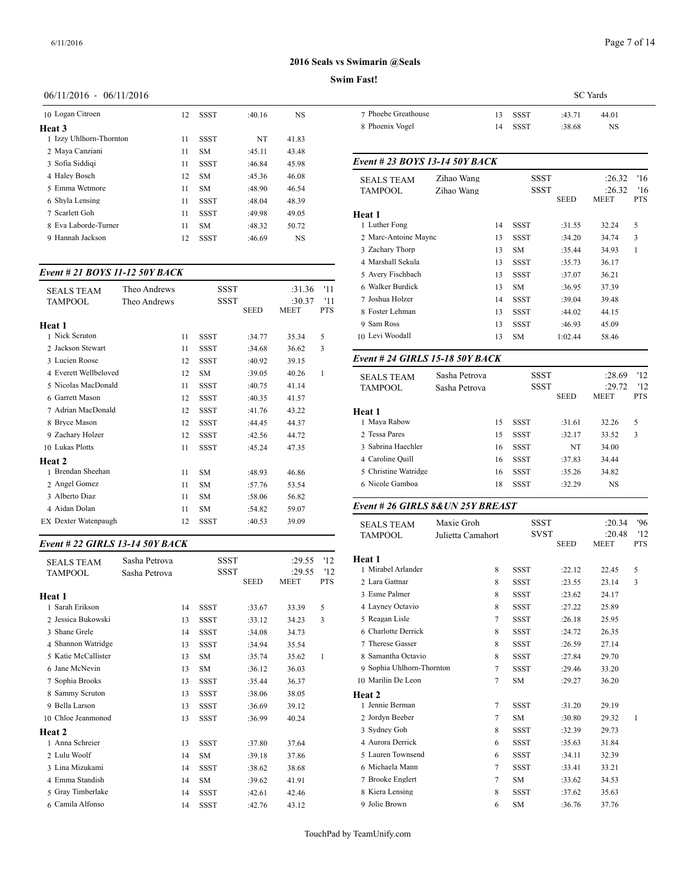## 2016 Seals vs Swimarin @Seals

**Swim Fast!**

06/11/2016 - 06/11/2016 SC Yards

| | Name | Age | Team | Seed | Meet | Pts |
|---|---|---|---|---|---|---|
| 10 | Logan Citroen | 12 | SSST | :40.16 | NS | |
| **Heat 3** | | | | | | |
| 1 | Izzy Uhlhorn-Thornton | 11 | SSST | NT | 41.83 | |
| 2 | Maya Canziani | 11 | SM | :45.11 | 43.48 | |
| 3 | Sofia Siddiqi | 11 | SSST | :46.84 | 45.98 | |
| 4 | Haley Bosch | 12 | SM | :45.36 | 46.08 | |
| 5 | Emma Wetmore | 11 | SM | :48.90 | 46.54 | |
| 6 | Shyla Lensing | 11 | SSST | :48.04 | 48.39 | |
| 7 | Scarlett Goh | 11 | SSST | :49.98 | 49.05 | |
| 8 | Eva Laborde-Turner | 11 | SM | :48.32 | 50.72 | |
| 9 | Hannah Jackson | 12 | SSST | :46.69 | NS | |

### *Event # 21 BOYS 11-12 50Y BACK*

| | | | | | | |
|---|---|---|---|---|---|---|
| SEALS TEAM | Theo Andrews | | SSST | | :31.36 | '11 |
| TAMPOOL | Theo Andrews | | SSST | | :30.37 | '11 |
| | | | | SEED | MEET | PTS |
| **Heat 1** | | | | | | |
| 1 | Nick Scruton | 11 | SSST | :34.77 | 35.34 | 5 |
| 2 | Jackson Stewart | 11 | SSST | :34.68 | 36.62 | 3 |
| 3 | Lucien Roose | 12 | SSST | :40.92 | 39.15 | |
| 4 | Everett Wellbeloved | 12 | SM | :39.05 | 40.26 | 1 |
| 5 | Nicolas MacDonald | 11 | SSST | :40.75 | 41.14 | |
| 6 | Garrett Mason | 12 | SSST | :40.35 | 41.57 | |
| 7 | Adrian MacDonald | 12 | SSST | :41.76 | 43.22 | |
| 8 | Bryce Mason | 12 | SSST | :44.45 | 44.37 | |
| 9 | Zachary Holzer | 12 | SSST | :42.56 | 44.72 | |
| 10 | Lukas Plotts | 11 | SSST | :45.24 | 47.35 | |
| **Heat 2** | | | | | | |
| 1 | Brendan Sheehan | 11 | SM | :48.93 | 46.86 | |
| 2 | Angel Gomez | 11 | SM | :57.76 | 53.54 | |
| 3 | Alberto Diaz | 11 | SM | :58.06 | 56.82 | |
| 4 | Aidan Dolan | 11 | SM | :54.82 | 59.07 | |
| EX | Dexter Watenpaugh | 12 | SSST | :40.53 | 39.09 | |

### *Event # 22 GIRLS 13-14 50Y BACK*

| | | | | | | |
|---|---|---|---|---|---|---|
| SEALS TEAM | Sasha Petrova | | SSST | | :29.55 | '12 |
| TAMPOOL | Sasha Petrova | | SSST | | :29.55 | '12 |
| | | | | SEED | MEET | PTS |
| **Heat 1** | | | | | | |
| 1 | Sarah Erikson | 14 | SSST | :33.67 | 33.39 | 5 |
| 2 | Jessica Bukowski | 13 | SSST | :33.12 | 34.23 | 3 |
| 3 | Shane Grele | 14 | SSST | :34.08 | 34.73 | |
| 4 | Shannon Watridge | 13 | SSST | :34.94 | 35.54 | |
| 5 | Katie McCallister | 13 | SM | :35.74 | 35.62 | 1 |
| 6 | Jane McNevin | 13 | SM | :36.12 | 36.03 | |
| 7 | Sophia Brooks | 13 | SSST | :35.44 | 36.37 | |
| 8 | Sammy Scruton | 13 | SSST | :38.06 | 38.05 | |
| 9 | Bella Larson | 13 | SSST | :36.69 | 39.12 | |
| 10 | Chloe Jeanmonod | 13 | SSST | :36.99 | 40.24 | |
| **Heat 2** | | | | | | |
| 1 | Anna Schreier | 13 | SSST | :37.80 | 37.64 | |
| 2 | Lulu Woolf | 14 | SM | :39.18 | 37.86 | |
| 3 | Lina Mizukami | 14 | SSST | :38.62 | 38.68 | |
| 4 | Emma Standish | 14 | SM | :39.62 | 41.91 | |
| 5 | Gray Timberlake | 14 | SSST | :42.61 | 42.46 | |
| 6 | Camila Alfonso | 14 | SSST | :42.76 | 43.12 | |
| 7 | Phoebe Greathouse | 13 | SSST | :43.71 | 44.01 | |
| 8 | Phoenix Vogel | 14 | SSST | :38.68 | NS | |

### *Event # 23 BOYS 13-14 50Y BACK*

| | | | | | | |
|---|---|---|---|---|---|---|
| SEALS TEAM | Zihao Wang | | SSST | | :26.32 | '16 |
| TAMPOOL | Zihao Wang | | SSST | | :26.32 | '16 |
| | | | | SEED | MEET | PTS |
| **Heat 1** | | | | | | |
| 1 | Luther Fong | 14 | SSST | :31.55 | 32.24 | 5 |
| 2 | Marc-Antoine Mayne | 13 | SSST | :34.20 | 34.74 | 3 |
| 3 | Zachary Thorp | 13 | SM | :35.44 | 34.93 | 1 |
| 4 | Marshall Sekula | 13 | SSST | :35.73 | 36.17 | |
| 5 | Avery Fischbach | 13 | SSST | :37.07 | 36.21 | |
| 6 | Walker Burdick | 13 | SM | :36.95 | 37.39 | |
| 7 | Joshua Holzer | 14 | SSST | :39.04 | 39.48 | |
| 8 | Foster Lehman | 13 | SSST | :44.02 | 44.15 | |
| 9 | Sam Ross | 13 | SSST | :46.93 | 45.09 | |
| 10 | Levi Woodall | 13 | SM | 1:02.44 | 58.46 | |

### *Event # 24 GIRLS 15-18 50Y BACK*

| | | | | | | |
|---|---|---|---|---|---|---|
| SEALS TEAM | Sasha Petrova | | SSST | | :28.69 | '12 |
| TAMPOOL | Sasha Petrova | | SSST | | :29.72 | '12 |
| | | | | SEED | MEET | PTS |
| **Heat 1** | | | | | | |
| 1 | Maya Rabow | 15 | SSST | :31.61 | 32.26 | 5 |
| 2 | Tessa Pares | 15 | SSST | :32.17 | 33.52 | 3 |
| 3 | Sabrina Haechler | 16 | SSST | NT | 34.00 | |
| 4 | Caroline Quill | 16 | SSST | :37.83 | 34.44 | |
| 5 | Christine Watridge | 16 | SSST | :35.26 | 34.82 | |
| 6 | Nicole Gamboa | 18 | SSST | :32.29 | NS | |

### *Event # 26 GIRLS 8&UN 25Y BREAST*

| | | | | | | |
|---|---|---|---|---|---|---|
| SEALS TEAM | Maxie Groh | | SSST | | :20.34 | '96 |
| TAMPOOL | Julietta Camahort | | SVST | | :20.48 | '12 |
| | | | | SEED | MEET | PTS |
| **Heat 1** | | | | | | |
| 1 | Mirabel Arlander | 8 | SSST | :22.12 | 22.45 | 5 |
| 2 | Lara Gattnar | 8 | SSST | :23.55 | 23.14 | 3 |
| 3 | Esme Palmer | 8 | SSST | :23.62 | 24.17 | |
| 4 | Layney Octavio | 8 | SSST | :27.22 | 25.89 | |
| 5 | Reagan Lisle | 7 | SSST | :26.18 | 25.95 | |
| 6 | Charlotte Derrick | 8 | SSST | :24.72 | 26.35 | |
| 7 | Therese Gasser | 8 | SSST | :26.59 | 27.14 | |
| 8 | Samantha Octavio | 8 | SSST | :27.84 | 29.70 | |
| 9 | Sophia Uhlhorn-Thornton | 7 | SSST | :29.46 | 33.20 | |
| 10 | Marilin De Leon | 7 | SM | :29.27 | 36.20 | |
| **Heat 2** | | | | | | |
| 1 | Jennie Berman | 7 | SSST | :31.20 | 29.19 | |
| 2 | Jordyn Beeber | 7 | SM | :30.80 | 29.32 | 1 |
| 3 | Sydney Goh | 8 | SSST | :32.39 | 29.73 | |
| 4 | Aurora Derrick | 6 | SSST | :35.63 | 31.84 | |
| 5 | Lauren Townsend | 6 | SSST | :34.11 | 32.39 | |
| 6 | Michaela Mann | 7 | SSST | :33.41 | 33.21 | |
| 7 | Brooke Englert | 7 | SM | :33.62 | 34.53 | |
| 8 | Kiera Lensing | 8 | SSST | :37.62 | 35.63 | |
| 9 | Jolie Brown | 6 | SM | :36.76 | 37.76 | |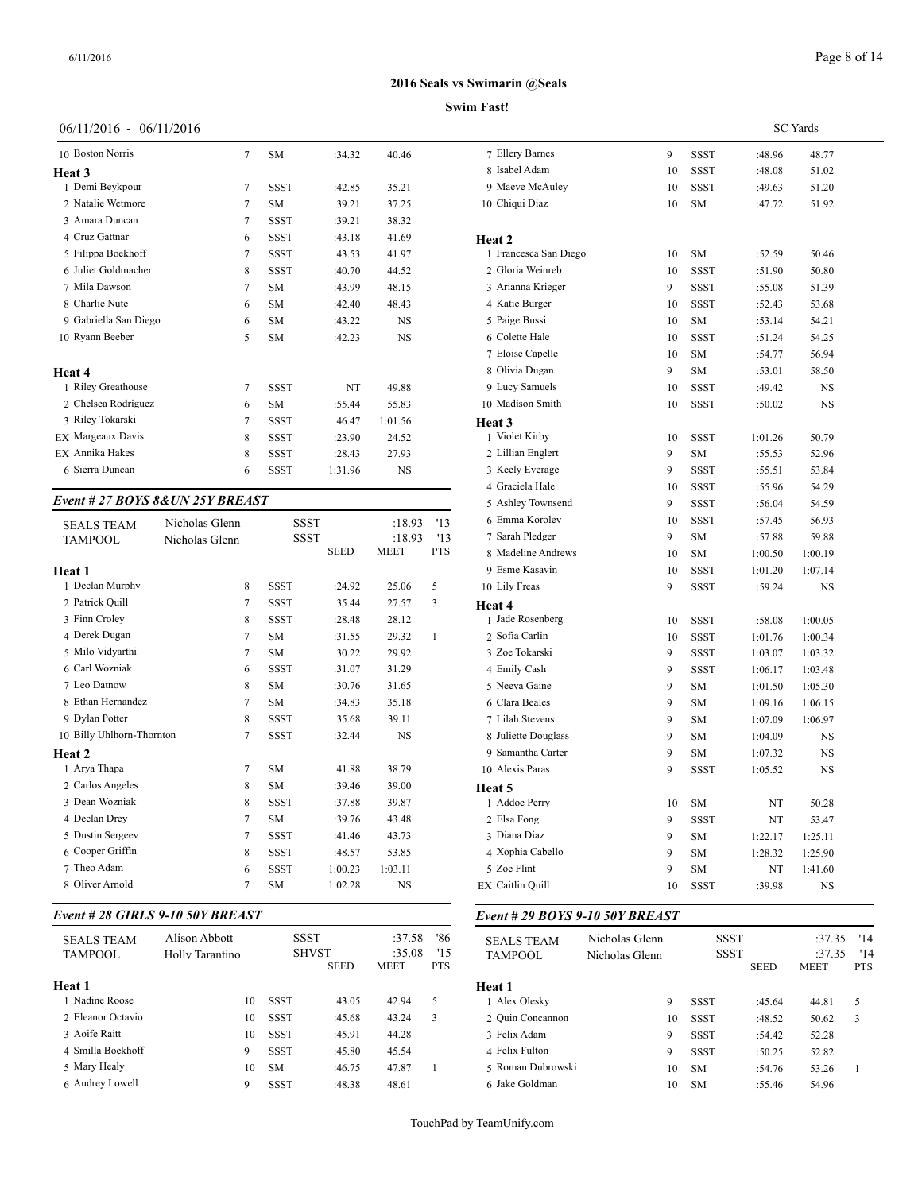# 2016 Seals vs Swimarin @Seals

**Swim Fast!**

06/11/2016 - 06/11/2016 SC Yards

| | Name | Age | Team | Seed | Time | Pts |
|---|---|---|---|---|---|---|
| 10 | Boston Norris | 7 | SM | :34.32 | 40.46 | |

**Heat 3**

| | Name | Age | Team | Seed | Time | Pts |
|---|---|---|---|---|---|---|
| 1 | Demi Beykpour | 7 | SSST | :42.85 | 35.21 | |
| 2 | Natalie Wetmore | 7 | SM | :39.21 | 37.25 | |
| 3 | Amara Duncan | 7 | SSST | :39.21 | 38.32 | |
| 4 | Cruz Gattnar | 6 | SSST | :43.18 | 41.69 | |
| 5 | Filippa Boekhoff | 7 | SSST | :43.53 | 41.97 | |
| 6 | Juliet Goldmacher | 8 | SSST | :40.70 | 44.52 | |
| 7 | Mila Dawson | 7 | SM | :43.99 | 48.15 | |
| 8 | Charlie Nute | 6 | SM | :42.40 | 48.43 | |
| 9 | Gabriella San Diego | 6 | SM | :43.22 | NS | |
| 10 | Ryann Beeber | 5 | SM | :42.23 | NS | |

**Heat 4**

| | Name | Age | Team | Seed | Time | Pts |
|---|---|---|---|---|---|---|
| 1 | Riley Greathouse | 7 | SSST | NT | 49.88 | |
| 2 | Chelsea Rodriguez | 6 | SM | :55.44 | 55.83 | |
| 3 | Riley Tokarski | 7 | SSST | :46.47 | 1:01.56 | |
| EX | Margeaux Davis | 8 | SSST | :23.90 | 24.52 | |
| EX | Annika Hakes | 8 | SSST | :28.43 | 27.93 | |
| 6 | Sierra Duncan | 6 | SSST | 1:31.96 | NS | |

### *Event # 27 BOYS 8&UN 25Y BREAST*

| | | | | |
|---|---|---|---|---|
| SEALS TEAM | Nicholas Glenn | SSST | :18.93 | '13 |
| TAMPOOL | Nicholas Glenn | SSST | :18.93 | '13 |

**Heat 1**

| | Name | Age | Team | Seed | Meet | Pts |
|---|---|---|---|---|---|---|
| 1 | Declan Murphy | 8 | SSST | :24.92 | 25.06 | 5 |
| 2 | Patrick Quill | 7 | SSST | :35.44 | 27.57 | 3 |
| 3 | Finn Croley | 8 | SSST | :28.48 | 28.12 | |
| 4 | Derek Dugan | 7 | SM | :31.55 | 29.32 | 1 |
| 5 | Milo Vidyarthi | 7 | SM | :30.22 | 29.92 | |
| 6 | Carl Wozniak | 6 | SSST | :31.07 | 31.29 | |
| 7 | Leo Datnow | 8 | SM | :30.76 | 31.65 | |
| 8 | Ethan Hernandez | 7 | SM | :34.83 | 35.18 | |
| 9 | Dylan Potter | 8 | SSST | :35.68 | 39.11 | |
| 10 | Billy Uhlhorn-Thornton | 7 | SSST | :32.44 | NS | |

**Heat 2**

| | Name | Age | Team | Seed | Meet | Pts |
|---|---|---|---|---|---|---|
| 1 | Arya Thapa | 7 | SM | :41.88 | 38.79 | |
| 2 | Carlos Angeles | 8 | SM | :39.46 | 39.00 | |
| 3 | Dean Wozniak | 8 | SSST | :37.88 | 39.87 | |
| 4 | Declan Drey | 7 | SM | :39.76 | 43.48 | |
| 5 | Dustin Sergeev | 7 | SSST | :41.46 | 43.73 | |
| 6 | Cooper Griffin | 8 | SSST | :48.57 | 53.85 | |
| 7 | Theo Adam | 6 | SSST | 1:00.23 | 1:03.11 | |
| 8 | Oliver Arnold | 7 | SM | 1:02.28 | NS | |

### *Event # 28 GIRLS 9-10 50Y BREAST*

| | | | | |
|---|---|---|---|---|
| SEALS TEAM | Alison Abbott | SSST | :37.58 | '86 |
| TAMPOOL | Holly Tarantino | SHVST | :35.08 | '15 |

**Heat 1**

| | Name | Age | Team | Seed | Meet | Pts |
|---|---|---|---|---|---|---|
| 1 | Nadine Roose | 10 | SSST | :43.05 | 42.94 | 5 |
| 2 | Eleanor Octavio | 10 | SSST | :45.68 | 43.24 | 3 |
| 3 | Aoife Raitt | 10 | SSST | :45.91 | 44.28 | |
| 4 | Smilla Boekhoff | 9 | SSST | :45.80 | 45.54 | |
| 5 | Mary Healy | 10 | SM | :46.75 | 47.87 | 1 |
| 6 | Audrey Lowell | 9 | SSST | :48.38 | 48.61 | |
| 7 | Ellery Barnes | 9 | SSST | :48.96 | 48.77 | |
| 8 | Isabel Adam | 10 | SSST | :48.08 | 51.02 | |
| 9 | Maeve McAuley | 10 | SSST | :49.63 | 51.20 | |
| 10 | Chiqui Diaz | 10 | SM | :47.72 | 51.92 | |

**Heat 2**

| | Name | Age | Team | Seed | Meet | Pts |
|---|---|---|---|---|---|---|
| 1 | Francesca San Diego | 10 | SM | :52.59 | 50.46 | |
| 2 | Gloria Weinreb | 10 | SSST | :51.90 | 50.80 | |
| 3 | Arianna Krieger | 9 | SSST | :55.08 | 51.39 | |
| 4 | Katie Burger | 10 | SSST | :52.43 | 53.68 | |
| 5 | Paige Bussi | 10 | SM | :53.14 | 54.21 | |
| 6 | Colette Hale | 10 | SSST | :51.24 | 54.25 | |
| 7 | Eloise Capelle | 10 | SM | :54.77 | 56.94 | |
| 8 | Olivia Dugan | 9 | SM | :53.01 | 58.50 | |
| 9 | Lucy Samuels | 10 | SSST | :49.42 | NS | |
| 10 | Madison Smith | 10 | SSST | :50.02 | NS | |

**Heat 3**

| | Name | Age | Team | Seed | Meet | Pts |
|---|---|---|---|---|---|---|
| 1 | Violet Kirby | 10 | SSST | 1:01.26 | 50.79 | |
| 2 | Lillian Englert | 9 | SM | :55.53 | 52.96 | |
| 3 | Keely Everage | 9 | SSST | :55.51 | 53.84 | |
| 4 | Graciela Hale | 10 | SSST | :55.96 | 54.29 | |
| 5 | Ashley Townsend | 9 | SSST | :56.04 | 54.59 | |
| 6 | Emma Korolev | 10 | SSST | :57.45 | 56.93 | |
| 7 | Sarah Pledger | 9 | SM | :57.88 | 59.88 | |
| 8 | Madeline Andrews | 10 | SM | 1:00.50 | 1:00.19 | |
| 9 | Esme Kasavin | 10 | SSST | 1:01.20 | 1:07.14 | |
| 10 | Lily Freas | 9 | SSST | :59.24 | NS | |

**Heat 4**

| | Name | Age | Team | Seed | Meet | Pts |
|---|---|---|---|---|---|---|
| 1 | Jade Rosenberg | 10 | SSST | :58.08 | 1:00.05 | |
| 2 | Sofia Carlin | 10 | SSST | 1:01.76 | 1:00.34 | |
| 3 | Zoe Tokarski | 9 | SSST | 1:03.07 | 1:03.32 | |
| 4 | Emily Cash | 9 | SSST | 1:06.17 | 1:03.48 | |
| 5 | Neeva Gaine | 9 | SM | 1:01.50 | 1:05.30 | |
| 6 | Clara Beales | 9 | SM | 1:09.16 | 1:06.15 | |
| 7 | Lilah Stevens | 9 | SM | 1:07.09 | 1:06.97 | |
| 8 | Juliette Douglass | 9 | SM | 1:04.09 | NS | |
| 9 | Samantha Carter | 9 | SM | 1:07.32 | NS | |
| 10 | Alexis Paras | 9 | SSST | 1:05.52 | NS | |

**Heat 5**

| | Name | Age | Team | Seed | Meet | Pts |
|---|---|---|---|---|---|---|
| 1 | Addoe Perry | 10 | SM | NT | 50.28 | |
| 2 | Elsa Fong | 9 | SSST | NT | 53.47 | |
| 3 | Diana Diaz | 9 | SM | 1:22.17 | 1:25.11 | |
| 4 | Xophia Cabello | 9 | SM | 1:28.32 | 1:25.90 | |
| 5 | Zoe Flint | 9 | SM | NT | 1:41.60 | |
| EX | Caitlin Quill | 10 | SSST | :39.98 | NS | |

### *Event # 29 BOYS 9-10 50Y BREAST*

| | | | | |
|---|---|---|---|---|
| SEALS TEAM | Nicholas Glenn | SSST | :37.35 | '14 |
| TAMPOOL | Nicholas Glenn | SSST | :37.35 | '14 |

**Heat 1**

| | Name | Age | Team | Seed | Meet | Pts |
|---|---|---|---|---|---|---|
| 1 | Alex Olesky | 9 | SSST | :45.64 | 44.81 | 5 |
| 2 | Quin Concannon | 10 | SSST | :48.52 | 50.62 | 3 |
| 3 | Felix Adam | 9 | SSST | :54.42 | 52.28 | |
| 4 | Felix Fulton | 9 | SSST | :50.25 | 52.82 | |
| 5 | Roman Dubrowski | 10 | SM | :54.76 | 53.26 | 1 |
| 6 | Jake Goldman | 10 | SM | :55.46 | 54.96 | |

TouchPad by TeamUnify.com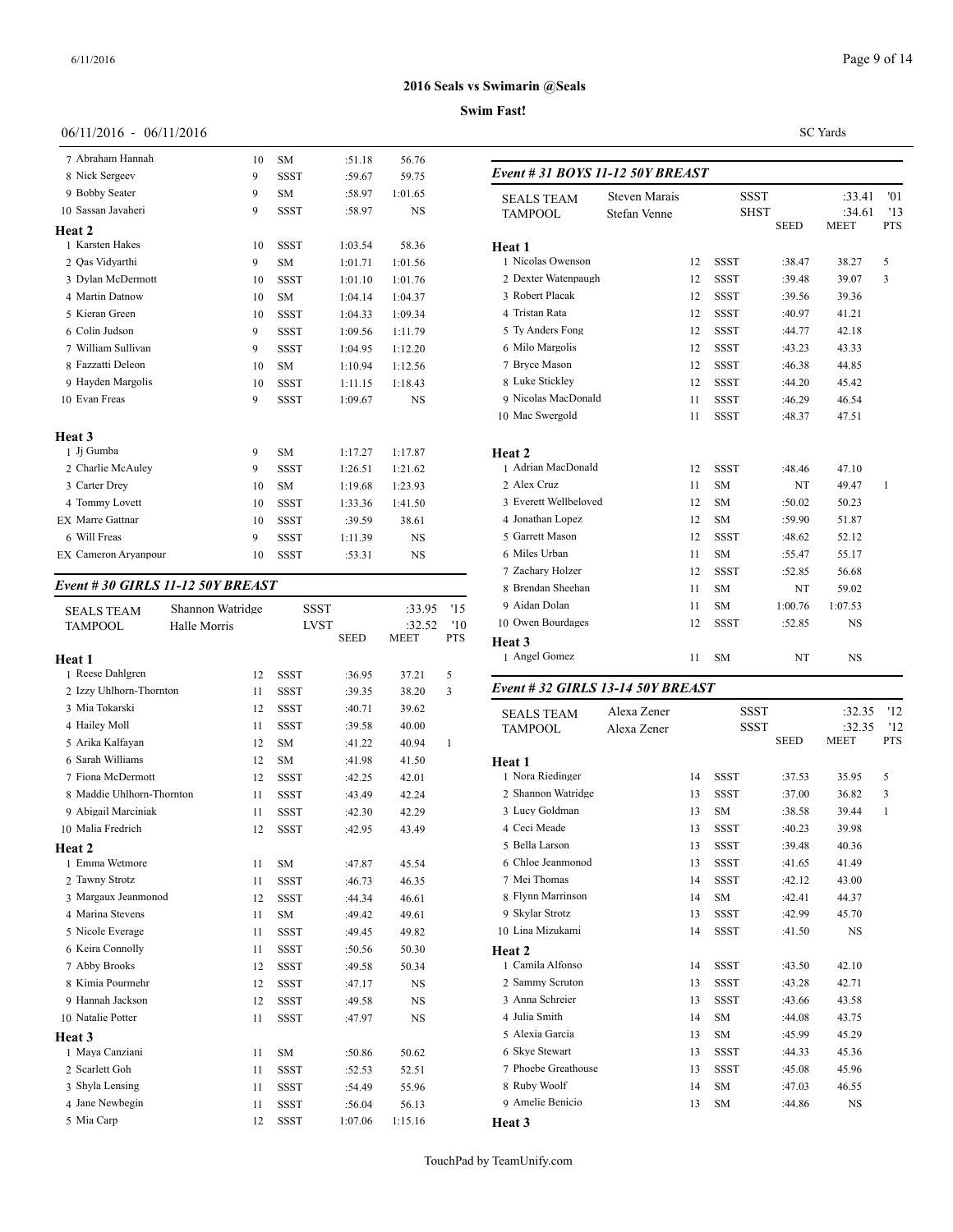## 2016 Seals vs Swimarin @Seals

**Swim Fast!**

06/11/2016 - 06/11/2016

SC Yards

| Name | Age | Team | Seed | Time | Pts |
|---|---|---|---|---|---|
| 7 Abraham Hannah | 10 | SM | :51.18 | 56.76 | |
| 8 Nick Sergeev | 9 | SSST | :59.67 | 59.75 | |
| 9 Bobby Seater | 9 | SM | :58.97 | 1:01.65 | |
| 10 Sassan Javaheri | 9 | SSST | :58.97 | NS | |
| **Heat 2** | | | | | |
| 1 Karsten Hakes | 10 | SSST | 1:03.54 | 58.36 | |
| 2 Qas Vidyarthi | 9 | SM | 1:01.71 | 1:01.56 | |
| 3 Dylan McDermott | 10 | SSST | 1:01.10 | 1:01.76 | |
| 4 Martin Datnow | 10 | SM | 1:04.14 | 1:04.37 | |
| 5 Kieran Green | 10 | SSST | 1:04.33 | 1:09.34 | |
| 6 Colin Judson | 9 | SSST | 1:09.56 | 1:11.79 | |
| 7 William Sullivan | 9 | SSST | 1:04.95 | 1:12.20 | |
| 8 Fazzatti Deleon | 10 | SM | 1:10.94 | 1:12.56 | |
| 9 Hayden Margolis | 10 | SSST | 1:11.15 | 1:18.43 | |
| 10 Evan Freas | 9 | SSST | 1:09.67 | NS | |
| **Heat 3** | | | | | |
| 1 Jj Gumba | 9 | SM | 1:17.27 | 1:17.87 | |
| 2 Charlie McAuley | 9 | SSST | 1:26.51 | 1:21.62 | |
| 3 Carter Drey | 10 | SM | 1:19.68 | 1:23.93 | |
| 4 Tommy Lovett | 10 | SSST | 1:33.36 | 1:41.50 | |
| EX Marre Gattnar | 10 | SSST | :39.59 | 38.61 | |
| 6 Will Freas | 9 | SSST | 1:11.39 | NS | |
| EX Cameron Aryanpour | 10 | SSST | :53.31 | NS | |

### *Event # 30 GIRLS 11-12 50Y BREAST*

| | | | | | |
|---|---|---|---|---|---|
| SEALS TEAM | Shannon Watridge | SSST | | :33.95 | '15 |
| TAMPOOL | Halle Morris | LVST | | :32.52 | '10 |

| Name | Age | Team | Seed | Meet | Pts |
|---|---|---|---|---|---|
| **Heat 1** | | | | | |
| 1 Reese Dahlgren | 12 | SSST | :36.95 | 37.21 | 5 |
| 2 Izzy Uhlhorn-Thornton | 11 | SSST | :39.35 | 38.20 | 3 |
| 3 Mia Tokarski | 12 | SSST | :40.71 | 39.62 | |
| 4 Hailey Moll | 11 | SSST | :39.58 | 40.00 | |
| 5 Arika Kalfayan | 12 | SM | :41.22 | 40.94 | 1 |
| 6 Sarah Williams | 12 | SM | :41.98 | 41.50 | |
| 7 Fiona McDermott | 12 | SSST | :42.25 | 42.01 | |
| 8 Maddie Uhlhorn-Thornton | 11 | SSST | :43.49 | 42.24 | |
| 9 Abigail Marciniak | 11 | SSST | :42.30 | 42.29 | |
| 10 Malia Fredrich | 12 | SSST | :42.95 | 43.49 | |
| **Heat 2** | | | | | |
| 1 Emma Wetmore | 11 | SM | :47.87 | 45.54 | |
| 2 Tawny Strotz | 11 | SSST | :46.73 | 46.35 | |
| 3 Margaux Jeanmonod | 12 | SSST | :44.34 | 46.61 | |
| 4 Marina Stevens | 11 | SM | :49.42 | 49.61 | |
| 5 Nicole Everage | 11 | SSST | :49.45 | 49.82 | |
| 6 Keira Connolly | 11 | SSST | :50.56 | 50.30 | |
| 7 Abby Brooks | 12 | SSST | :49.58 | 50.34 | |
| 8 Kimia Pourmehr | 12 | SSST | :47.17 | NS | |
| 9 Hannah Jackson | 12 | SSST | :49.58 | NS | |
| 10 Natalie Potter | 11 | SSST | :47.97 | NS | |
| **Heat 3** | | | | | |
| 1 Maya Canziani | 11 | SM | :50.86 | 50.62 | |
| 2 Scarlett Goh | 11 | SSST | :52.53 | 52.51 | |
| 3 Shyla Lensing | 11 | SSST | :54.49 | 55.96 | |
| 4 Jane Newbegin | 11 | SSST | :56.04 | 56.13 | |
| 5 Mia Carp | 12 | SSST | 1:07.06 | 1:15.16 | |

### *Event # 31 BOYS 11-12 50Y BREAST*

| | | | | | |
|---|---|---|---|---|---|
| SEALS TEAM | Steven Marais | SSST | | :33.41 | '01 |
| TAMPOOL | Stefan Venne | SHST | | :34.61 | '13 |

| Name | Age | Team | Seed | Meet | Pts |
|---|---|---|---|---|---|
| **Heat 1** | | | | | |
| 1 Nicolas Owenson | 12 | SSST | :38.47 | 38.27 | 5 |
| 2 Dexter Watenpaugh | 12 | SSST | :39.48 | 39.07 | 3 |
| 3 Robert Placak | 12 | SSST | :39.56 | 39.36 | |
| 4 Tristan Rata | 12 | SSST | :40.97 | 41.21 | |
| 5 Ty Anders Fong | 12 | SSST | :44.77 | 42.18 | |
| 6 Milo Margolis | 12 | SSST | :43.23 | 43.33 | |
| 7 Bryce Mason | 12 | SSST | :46.38 | 44.85 | |
| 8 Luke Stickley | 12 | SSST | :44.20 | 45.42 | |
| 9 Nicolas MacDonald | 11 | SSST | :46.29 | 46.54 | |
| 10 Mac Swergold | 11 | SSST | :48.37 | 47.51 | |
| **Heat 2** | | | | | |
| 1 Adrian MacDonald | 12 | SSST | :48.46 | 47.10 | |
| 2 Alex Cruz | 11 | SM | NT | 49.47 | 1 |
| 3 Everett Wellbeloved | 12 | SM | :50.02 | 50.23 | |
| 4 Jonathan Lopez | 12 | SM | :59.90 | 51.87 | |
| 5 Garrett Mason | 12 | SSST | :48.62 | 52.12 | |
| 6 Miles Urban | 11 | SM | :55.47 | 55.17 | |
| 7 Zachary Holzer | 12 | SSST | :52.85 | 56.68 | |
| 8 Brendan Sheehan | 11 | SM | NT | 59.02 | |
| 9 Aidan Dolan | 11 | SM | 1:00.76 | 1:07.53 | |
| 10 Owen Bourdages | 12 | SSST | :52.85 | NS | |
| **Heat 3** | | | | | |
| 1 Angel Gomez | 11 | SM | NT | NS | |

### *Event # 32 GIRLS 13-14 50Y BREAST*

| | | | | | |
|---|---|---|---|---|---|
| SEALS TEAM | Alexa Zener | SSST | | :32.35 | '12 |
| TAMPOOL | Alexa Zener | SSST | | :32.35 | '12 |

| Name | Age | Team | Seed | Meet | Pts |
|---|---|---|---|---|---|
| **Heat 1** | | | | | |
| 1 Nora Riedinger | 14 | SSST | :37.53 | 35.95 | 5 |
| 2 Shannon Watridge | 13 | SSST | :37.00 | 36.82 | 3 |
| 3 Lucy Goldman | 13 | SM | :38.58 | 39.44 | 1 |
| 4 Ceci Meade | 13 | SSST | :40.23 | 39.98 | |
| 5 Bella Larson | 13 | SSST | :39.48 | 40.36 | |
| 6 Chloe Jeanmonod | 13 | SSST | :41.65 | 41.49 | |
| 7 Mei Thomas | 14 | SSST | :42.12 | 43.00 | |
| 8 Flynn Marrinson | 14 | SM | :42.41 | 44.37 | |
| 9 Skylar Strotz | 13 | SSST | :42.99 | 45.70 | |
| 10 Lina Mizukami | 14 | SSST | :41.50 | NS | |
| **Heat 2** | | | | | |
| 1 Camila Alfonso | 14 | SSST | :43.50 | 42.10 | |
| 2 Sammy Scruton | 13 | SSST | :43.28 | 42.71 | |
| 3 Anna Schreier | 13 | SSST | :43.66 | 43.58 | |
| 4 Julia Smith | 14 | SM | :44.08 | 43.75 | |
| 5 Alexia Garcia | 13 | SM | :45.99 | 45.29 | |
| 6 Skye Stewart | 13 | SSST | :44.33 | 45.36 | |
| 7 Phoebe Greathouse | 13 | SSST | :45.08 | 45.96 | |
| 8 Ruby Woolf | 14 | SM | :47.03 | 46.55 | |
| 9 Amelie Benicio | 13 | SM | :44.86 | NS | |
| **Heat 3** | | | | | |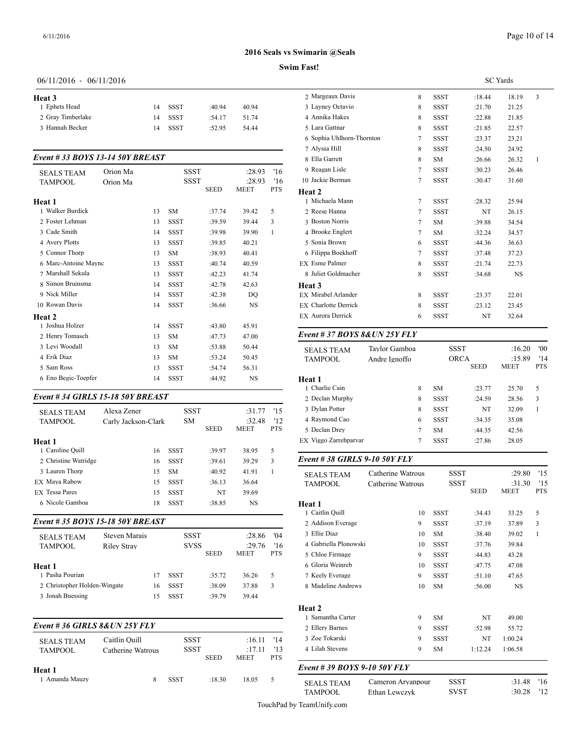# 2016 Seals vs Swimarin @Seals

## Swim Fast!

06/11/2016 - 06/11/2016 SC Yards

**Heat 3**

| | Name | Age | Team | Seed | Meet | PTS |
|---|---|---|---|---|---|---|
| 1 | Ephets Head | 14 | SSST | :40.94 | 40.94 | |
| 2 | Gray Timberlake | 14 | SSST | :54.17 | 51.74 | |
| 3 | Hannah Becker | 14 | SSST | :52.95 | 54.44 | |

### Event # 33 BOYS 13-14 50Y BREAST

| | | | | |
|---|---|---|---|---|
| SEALS TEAM | Orion Ma | SSST | :28.93 | '16 |
| TAMPOOL | Orion Ma | SSST | :28.93 | '16 |

**Heat 1**

| | Name | Age | Team | Seed | Meet | PTS |
|---|---|---|---|---|---|---|
| 1 | Walker Burdick | 13 | SM | :37.74 | 39.42 | 5 |
| 2 | Foster Lehman | 13 | SSST | :39.59 | 39.44 | 3 |
| 3 | Cade Smith | 14 | SSST | :39.98 | 39.90 | 1 |
| 4 | Avery Plotts | 13 | SSST | :39.85 | 40.21 | |
| 5 | Connor Thorp | 13 | SM | :38.93 | 40.41 | |
| 6 | Marc-Antoine Maync | 13 | SSST | :40.74 | 40.59 | |
| 7 | Marshall Sekula | 13 | SSST | :42.23 | 41.74 | |
| 8 | Simon Bruinsma | 14 | SSST | :42.78 | 42.63 | |
| 9 | Nick Miller | 14 | SSST | :42.38 | DQ | |
| 10 | Rowan Davis | 14 | SSST | :36.66 | NS | |

**Heat 2**

| | Name | Age | Team | Seed | Meet | PTS |
|---|---|---|---|---|---|---|
| 1 | Joshua Holzer | 14 | SSST | :43.80 | 45.91 | |
| 2 | Henry Tomasch | 13 | SM | :47.73 | 47.00 | |
| 3 | Levi Woodall | 13 | SM | :53.88 | 50.44 | |
| 4 | Erik Diaz | 13 | SM | :53.24 | 50.45 | |
| 5 | Sam Ross | 13 | SSST | :54.74 | 56.31 | |
| 6 | Eno Begic-Toepfer | 14 | SSST | :44.92 | NS | |

### Event # 34 GIRLS 15-18 50Y BREAST

| | | | | |
|---|---|---|---|---|
| SEALS TEAM | Alexa Zener | SSST | :31.77 | '15 |
| TAMPOOL | Carly Jackson-Clark | SM | :32.48 | '12 |

**Heat 1**

| | Name | Age | Team | Seed | Meet | PTS |
|---|---|---|---|---|---|---|
| 1 | Caroline Quill | 16 | SSST | :39.97 | 38.95 | 5 |
| 2 | Christine Watridge | 16 | SSST | :39.61 | 39.29 | 3 |
| 3 | Lauren Thorp | 15 | SM | :40.92 | 41.91 | 1 |
| EX | Maya Rabow | 15 | SSST | :36.13 | 36.64 | |
| EX | Tessa Pares | 15 | SSST | NT | 39.69 | |
| 6 | Nicole Gamboa | 18 | SSST | :38.85 | NS | |

### Event # 35 BOYS 15-18 50Y BREAST

| | | | | |
|---|---|---|---|---|
| SEALS TEAM | Steven Marais | SSST | :28.86 | '04 |
| TAMPOOL | Riley Stray | SVSS | :29.76 | '16 |

**Heat 1**

| | Name | Age | Team | Seed | Meet | PTS |
|---|---|---|---|---|---|---|
| 1 | Pasha Pourian | 17 | SSST | :35.72 | 36.26 | 5 |
| 2 | Christopher Holden-Wingate | 16 | SSST | :38.09 | 37.88 | 3 |
| 3 | Jonah Buessing | 15 | SSST | :39.79 | 39.44 | |

### Event # 36 GIRLS 8&UN 25Y FLY

| | | | | |
|---|---|---|---|---|
| SEALS TEAM | Caitlin Quill | SSST | :16.11 | '14 |
| TAMPOOL | Catherine Watrous | SSST | :17.11 | '13 |

**Heat 1**

| | Name | Age | Team | Seed | Meet | PTS |
|---|---|---|---|---|---|---|
| 1 | Amanda Mauzy | 8 | SSST | :18.30 | 18.05 | 5 |
| 2 | Margeaux Davis | 8 | SSST | :18.44 | 18.19 | 3 |
| 3 | Layney Octavio | 8 | SSST | :21.70 | 21.25 | |
| 4 | Annika Hakes | 8 | SSST | :22.88 | 21.85 | |
| 5 | Lara Gattnar | 8 | SSST | :21.85 | 22.57 | |
| 6 | Sophia Uhlhorn-Thornton | 7 | SSST | :23.37 | 23.21 | |
| 7 | Alyssa Hill | 8 | SSST | :24.50 | 24.92 | |
| 8 | Ella Garrett | 8 | SM | :26.66 | 26.32 | 1 |
| 9 | Reagan Lisle | 7 | SSST | :30.23 | 26.46 | |
| 10 | Jackie Berman | 7 | SSST | :30.47 | 31.60 | |

**Heat 2**

| | Name | Age | Team | Seed | Meet | PTS |
|---|---|---|---|---|---|---|
| 1 | Michaela Mann | 7 | SSST | :28.32 | 25.94 | |
| 2 | Reese Hanna | 7 | SSST | NT | 26.15 | |
| 3 | Boston Norris | 7 | SM | :39.88 | 34.54 | |
| 4 | Brooke Englert | 7 | SM | :32.24 | 34.57 | |
| 5 | Sonia Brown | 6 | SSST | :44.36 | 36.63 | |
| 6 | Filippa Boekhoff | 7 | SSST | :37.48 | 37.23 | |
| EX | Esme Palmer | 8 | SSST | :21.74 | 22.73 | |
| 8 | Juliet Goldmacher | 8 | SSST | :34.68 | NS | |

**Heat 3**

| | Name | Age | Team | Seed | Meet | PTS |
|---|---|---|---|---|---|---|
| EX | Mirabel Arlander | 8 | SSST | :23.37 | 22.01 | |
| EX | Charlotte Derrick | 8 | SSST | :23.12 | 23.45 | |
| EX | Aurora Derrick | 6 | SSST | NT | 32.64 | |

### Event # 37 BOYS 8&UN 25Y FLY

| | | | | |
|---|---|---|---|---|
| SEALS TEAM | Taylor Gamboa | SSST | :16.20 | '00 |
| TAMPOOL | Andre Ignoffo | ORCA | :15.89 | '14 |

**Heat 1**

| | Name | Age | Team | Seed | Meet | PTS |
|---|---|---|---|---|---|---|
| 1 | Charlie Cain | 8 | SM | :23.77 | 25.70 | 5 |
| 2 | Declan Murphy | 8 | SSST | :24.59 | 28.56 | 3 |
| 3 | Dylan Potter | 8 | SSST | NT | 32.09 | 1 |
| 4 | Raymond Cao | 6 | SSST | :34.35 | 35.08 | |
| 5 | Declan Drey | 7 | SM | :44.35 | 42.56 | |
| EX | Viggo Zarrehparvar | 7 | SSST | :27.86 | 28.05 | |

### Event # 38 GIRLS 9-10 50Y FLY

| | | | | |
|---|---|---|---|---|
| SEALS TEAM | Catherine Watrous | SSST | :29.80 | '15 |
| TAMPOOL | Catherine Watrous | SSST | :31.30 | '15 |

**Heat 1**

| | Name | Age | Team | Seed | Meet | PTS |
|---|---|---|---|---|---|---|
| 1 | Caitlin Quill | 10 | SSST | :34.43 | 33.25 | 5 |
| 2 | Addison Everage | 9 | SSST | :37.19 | 37.89 | 3 |
| 3 | Ellie Diaz | 10 | SM | :38.40 | 39.02 | 1 |
| 4 | Gabriella Plonowski | 10 | SSST | :37.76 | 39.84 | |
| 5 | Chloe Firmage | 9 | SSST | :44.83 | 43.28 | |
| 6 | Gloria Weinreb | 10 | SSST | :47.75 | 47.08 | |
| 7 | Keely Everage | 9 | SSST | :51.10 | 47.65 | |
| 8 | Madeline Andrews | 10 | SM | :56.00 | NS | |

**Heat 2**

| | Name | Age | Team | Seed | Meet | PTS |
|---|---|---|---|---|---|---|
| 1 | Samantha Carter | 9 | SM | NT | 49.00 | |
| 2 | Ellery Barnes | 9 | SSST | :52.98 | 55.72 | |
| 3 | Zoe Tokarski | 9 | SSST | NT | 1:00.24 | |
| 4 | Lilah Stevens | 9 | SM | 1:12.24 | 1:06.58 | |

### Event # 39 BOYS 9-10 50Y FLY

| | | | | |
|---|---|---|---|---|
| SEALS TEAM | Cameron Aryanpour | SSST | :31.48 | '16 |
| TAMPOOL | Ethan Lewczyk | SVST | :30.28 | '12 |

TouchPad by TeamUnify.com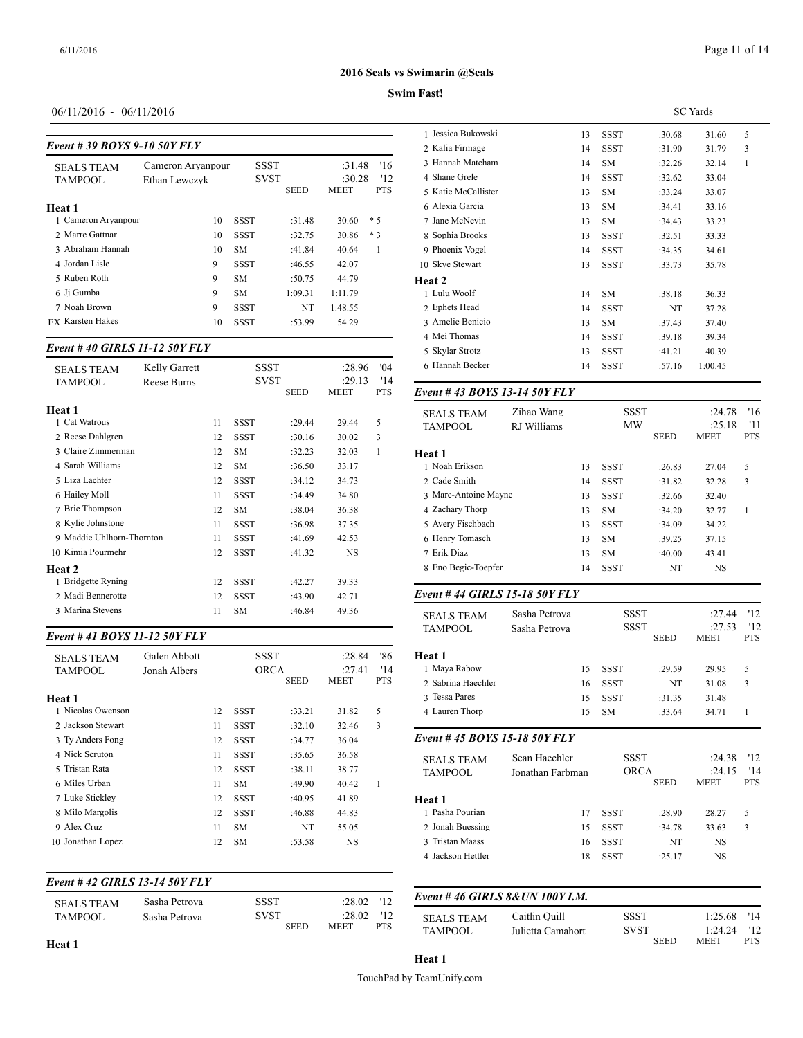# 2016 Seals vs Swimarin @Seals

**Swim Fast!**

06/11/2016 - 06/11/2016

SC Yards

### Event # 39 BOYS 9-10 50Y FLY

| SEALS TEAM | Cameron Aryanpour | SSST | :31.48 | '16 |
|---|---|---|---|---|
| TAMPOOL | Ethan Lewczyk | SVST | :30.28 | '12 |

**Heat 1**

| | Name | Age | Team | SEED | MEET | PTS |
|---|---|---|---|---|---|---|
| 1 | Cameron Aryanpour | 10 | SSST | :31.48 | 30.60 | * 5 |
| 2 | Marre Gattnar | 10 | SSST | :32.75 | 30.86 | * 3 |
| 3 | Abraham Hannah | 10 | SM | :41.84 | 40.64 | 1 |
| 4 | Jordan Lisle | 9 | SSST | :46.55 | 42.07 | |
| 5 | Ruben Roth | 9 | SM | :50.75 | 44.79 | |
| 6 | Jj Gumba | 9 | SM | 1:09.31 | 1:11.79 | |
| 7 | Noah Brown | 9 | SSST | NT | 1:48.55 | |
| EX | Karsten Hakes | 10 | SSST | :53.99 | 54.29 | |

### Event # 40 GIRLS 11-12 50Y FLY

| SEALS TEAM | Kelly Garrett | SSST | :28.96 | '04 |
|---|---|---|---|---|
| TAMPOOL | Reese Burns | SVST | :29.13 | '14 |

**Heat 1**

| | Name | Age | Team | SEED | MEET | PTS |
|---|---|---|---|---|---|---|
| 1 | Cat Watrous | 11 | SSST | :29.44 | 29.44 | 5 |
| 2 | Reese Dahlgren | 12 | SSST | :30.16 | 30.02 | 3 |
| 3 | Claire Zimmerman | 12 | SM | :32.23 | 32.03 | 1 |
| 4 | Sarah Williams | 12 | SM | :36.50 | 33.17 | |
| 5 | Liza Lachter | 12 | SSST | :34.12 | 34.73 | |
| 6 | Hailey Moll | 11 | SSST | :34.49 | 34.80 | |
| 7 | Brie Thompson | 12 | SM | :38.04 | 36.38 | |
| 8 | Kylie Johnstone | 11 | SSST | :36.98 | 37.35 | |
| 9 | Maddie Uhlhorn-Thornton | 11 | SSST | :41.69 | 42.53 | |
| 10 | Kimia Pourmehr | 12 | SSST | :41.32 | NS | |

**Heat 2**

| | Name | Age | Team | SEED | MEET | PTS |
|---|---|---|---|---|---|---|
| 1 | Bridgette Ryning | 12 | SSST | :42.27 | 39.33 | |
| 2 | Madi Bennerotte | 12 | SSST | :43.90 | 42.71 | |
| 3 | Marina Stevens | 11 | SM | :46.84 | 49.36 | |

### Event # 41 BOYS 11-12 50Y FLY

| SEALS TEAM | Galen Abbott | SSST | :28.84 | '86 |
|---|---|---|---|---|
| TAMPOOL | Jonah Albers | ORCA | :27.41 | '14 |

**Heat 1**

| | Name | Age | Team | SEED | MEET | PTS |
|---|---|---|---|---|---|---|
| 1 | Nicolas Owenson | 12 | SSST | :33.21 | 31.82 | 5 |
| 2 | Jackson Stewart | 11 | SSST | :32.10 | 32.46 | 3 |
| 3 | Ty Anders Fong | 12 | SSST | :34.77 | 36.04 | |
| 4 | Nick Scruton | 11 | SSST | :35.65 | 36.58 | |
| 5 | Tristan Rata | 12 | SSST | :38.11 | 38.77 | |
| 6 | Miles Urban | 11 | SM | :49.90 | 40.42 | 1 |
| 7 | Luke Stickley | 12 | SSST | :40.95 | 41.89 | |
| 8 | Milo Margolis | 12 | SSST | :46.88 | 44.83 | |
| 9 | Alex Cruz | 11 | SM | NT | 55.05 | |
| 10 | Jonathan Lopez | 12 | SM | :53.58 | NS | |

### Event # 42 GIRLS 13-14 50Y FLY

| SEALS TEAM | Sasha Petrova | SSST | :28.02 | '12 |
|---|---|---|---|---|
| TAMPOOL | Sasha Petrova | SVST | :28.02 | '12 |

**Heat 1**

| | Name | Age | Team | SEED | MEET | PTS |
|---|---|---|---|---|---|---|
| 1 | Jessica Bukowski | 13 | SSST | :30.68 | 31.60 | 5 |
| 2 | Kalia Firmage | 14 | SSST | :31.90 | 31.79 | 3 |
| 3 | Hannah Matcham | 14 | SM | :32.26 | 32.14 | 1 |
| 4 | Shane Grele | 14 | SSST | :32.62 | 33.04 | |
| 5 | Katie McCallister | 13 | SM | :33.24 | 33.07 | |
| 6 | Alexia Garcia | 13 | SM | :34.41 | 33.16 | |
| 7 | Jane McNevin | 13 | SM | :34.43 | 33.23 | |
| 8 | Sophia Brooks | 13 | SSST | :32.51 | 33.33 | |
| 9 | Phoenix Vogel | 14 | SSST | :34.35 | 34.61 | |
| 10 | Skye Stewart | 13 | SSST | :33.73 | 35.78 | |

**Heat 2**

| | Name | Age | Team | SEED | MEET | PTS |
|---|---|---|---|---|---|---|
| 1 | Lulu Woolf | 14 | SM | :38.18 | 36.33 | |
| 2 | Ephets Head | 14 | SSST | NT | 37.28 | |
| 3 | Amelie Benicio | 13 | SM | :37.43 | 37.40 | |
| 4 | Mei Thomas | 14 | SSST | :39.18 | 39.34 | |
| 5 | Skylar Strotz | 13 | SSST | :41.21 | 40.39 | |
| 6 | Hannah Becker | 14 | SSST | :57.16 | 1:00.45 | |

### Event # 43 BOYS 13-14 50Y FLY

| SEALS TEAM | Zihao Wang | SSST | :24.78 | '16 |
|---|---|---|---|---|
| TAMPOOL | RJ Williams | MW | :25.18 | '11 |

**Heat 1**

| | Name | Age | Team | SEED | MEET | PTS |
|---|---|---|---|---|---|---|
| 1 | Noah Erikson | 13 | SSST | :26.83 | 27.04 | 5 |
| 2 | Cade Smith | 14 | SSST | :31.82 | 32.28 | 3 |
| 3 | Marc-Antoine Mayne | 13 | SSST | :32.66 | 32.40 | |
| 4 | Zachary Thorp | 13 | SM | :34.20 | 32.77 | 1 |
| 5 | Avery Fischbach | 13 | SSST | :34.09 | 34.22 | |
| 6 | Henry Tomasch | 13 | SM | :39.25 | 37.15 | |
| 7 | Erik Diaz | 13 | SM | :40.00 | 43.41 | |
| 8 | Eno Begic-Toepfer | 14 | SSST | NT | NS | |

### Event # 44 GIRLS 15-18 50Y FLY

| SEALS TEAM | Sasha Petrova | SSST | :27.44 | '12 |
|---|---|---|---|---|
| TAMPOOL | Sasha Petrova | SSST | :27.53 | '12 |

**Heat 1**

| | Name | Age | Team | SEED | MEET | PTS |
|---|---|---|---|---|---|---|
| 1 | Maya Rabow | 15 | SSST | :29.59 | 29.95 | 5 |
| 2 | Sabrina Haechler | 16 | SSST | NT | 31.08 | 3 |
| 3 | Tessa Pares | 15 | SSST | :31.35 | 31.48 | |
| 4 | Lauren Thorp | 15 | SM | :33.64 | 34.71 | 1 |

### Event # 45 BOYS 15-18 50Y FLY

| SEALS TEAM | Sean Haechler | SSST | :24.38 | '12 |
|---|---|---|---|---|
| TAMPOOL | Jonathan Farbman | ORCA | :24.15 | '14 |

**Heat 1**

| | Name | Age | Team | SEED | MEET | PTS |
|---|---|---|---|---|---|---|
| 1 | Pasha Pourian | 17 | SSST | :28.90 | 28.27 | 5 |
| 2 | Jonah Buessing | 15 | SSST | :34.78 | 33.63 | 3 |
| 3 | Tristan Maass | 16 | SSST | NT | NS | |
| 4 | Jackson Hettler | 18 | SSST | :25.17 | NS | |

### Event # 46 GIRLS 8&UN 100Y I.M.

| SEALS TEAM | Caitlin Quill | SSST | 1:25.68 | '14 |
|---|---|---|---|---|
| TAMPOOL | Julietta Camahort | SVST | 1:24.24 | '12 |

| SEED | MEET | PTS |
|---|---|---|

**Heat 1**

TouchPad by TeamUnify.com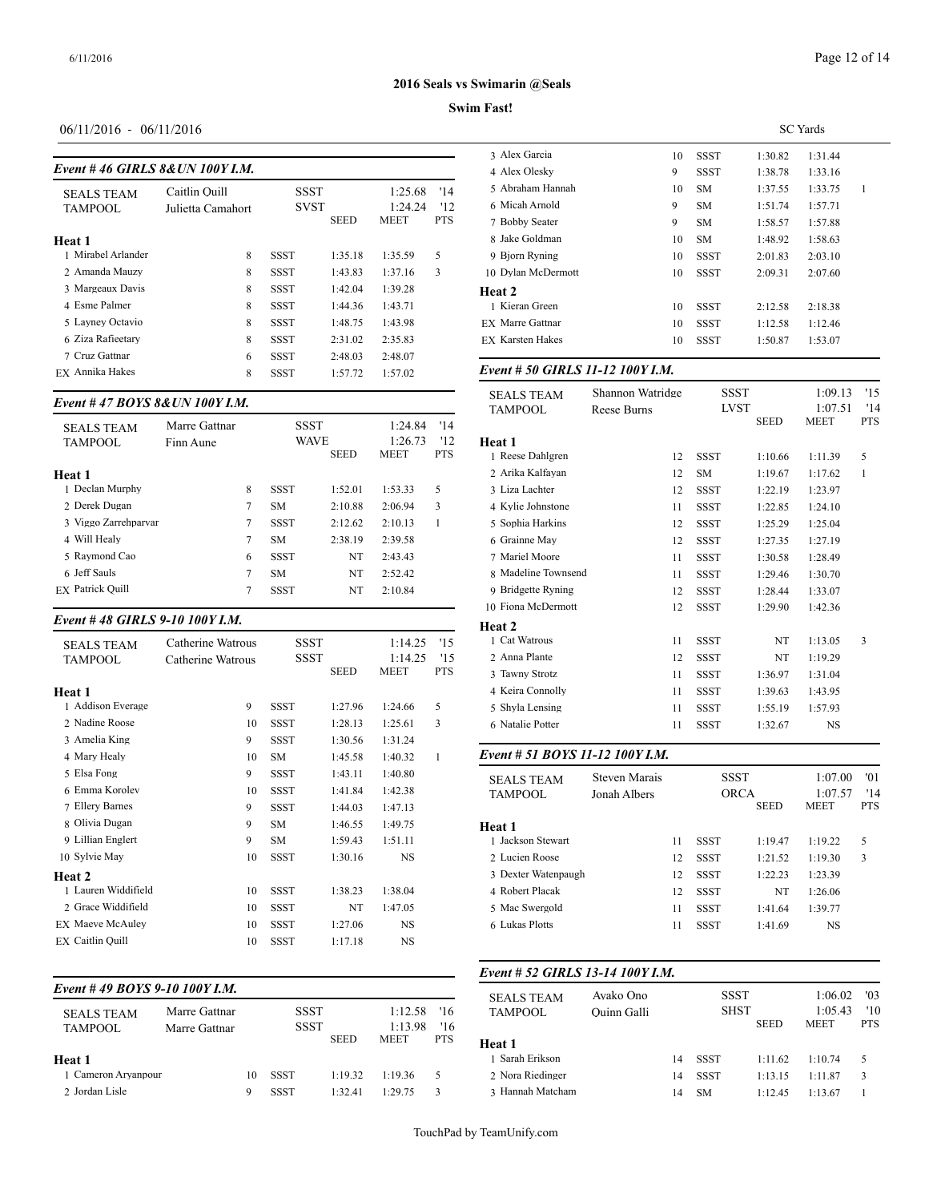**2016 Seals vs Swimarin @Seals**

**Swim Fast!**

06/11/2016 - 06/11/2016

SC Yards

### Event # 46 GIRLS 8&UN 100Y I.M.

| | | | | | |
|---|---|---|---|---|---|
| SEALS TEAM | Caitlin Quill | SSST | | 1:25.68 | '14 |
| TAMPOOL | Julietta Camahort | SVST | | 1:24.24 | '12 |
| | | | SEED | MEET | PTS |

**Heat 1**

| | | | | | | |
|---|---|---|---|---|---|---|
| 1 | Mirabel Arlander | 8 | SSST | 1:35.18 | 1:35.59 | 5 |
| 2 | Amanda Mauzy | 8 | SSST | 1:43.83 | 1:37.16 | 3 |
| 3 | Margeaux Davis | 8 | SSST | 1:42.04 | 1:39.28 | |
| 4 | Esme Palmer | 8 | SSST | 1:44.36 | 1:43.71 | |
| 5 | Layney Octavio | 8 | SSST | 1:48.75 | 1:43.98 | |
| 6 | Ziza Rafieetary | 8 | SSST | 2:31.02 | 2:35.83 | |
| 7 | Cruz Gattnar | 6 | SSST | 2:48.03 | 2:48.07 | |
| EX | Annika Hakes | 8 | SSST | 1:57.72 | 1:57.02 | |

### Event # 47 BOYS 8&UN 100Y I.M.

| | | | | | |
|---|---|---|---|---|---|
| SEALS TEAM | Marre Gattnar | SSST | | 1:24.84 | '14 |
| TAMPOOL | Finn Aune | WAVE | | 1:26.73 | '12 |
| | | | SEED | MEET | PTS |

**Heat 1**

| | | | | | | |
|---|---|---|---|---|---|---|
| 1 | Declan Murphy | 8 | SSST | 1:52.01 | 1:53.33 | 5 |
| 2 | Derek Dugan | 7 | SM | 2:10.88 | 2:06.94 | 3 |
| 3 | Viggo Zarrehparvar | 7 | SSST | 2:12.62 | 2:10.13 | 1 |
| 4 | Will Healy | 7 | SM | 2:38.19 | 2:39.58 | |
| 5 | Raymond Cao | 6 | SSST | NT | 2:43.43 | |
| 6 | Jeff Sauls | 7 | SM | NT | 2:52.42 | |
| EX | Patrick Quill | 7 | SSST | NT | 2:10.84 | |

### Event # 48 GIRLS 9-10 100Y I.M.

| | | | | | |
|---|---|---|---|---|---|
| SEALS TEAM | Catherine Watrous | SSST | | 1:14.25 | '15 |
| TAMPOOL | Catherine Watrous | SSST | | 1:14.25 | '15 |
| | | | SEED | MEET | PTS |

**Heat 1**

| | | | | | | |
|---|---|---|---|---|---|---|
| 1 | Addison Everage | 9 | SSST | 1:27.96 | 1:24.66 | 5 |
| 2 | Nadine Roose | 10 | SSST | 1:28.13 | 1:25.61 | 3 |
| 3 | Amelia King | 9 | SSST | 1:30.56 | 1:31.24 | |
| 4 | Mary Healy | 10 | SM | 1:45.58 | 1:40.32 | 1 |
| 5 | Elsa Fong | 9 | SSST | 1:43.11 | 1:40.80 | |
| 6 | Emma Korolev | 10 | SSST | 1:41.84 | 1:42.38 | |
| 7 | Ellery Barnes | 9 | SSST | 1:44.03 | 1:47.13 | |
| 8 | Olivia Dugan | 9 | SM | 1:46.55 | 1:49.75 | |
| 9 | Lillian Englert | 9 | SM | 1:59.43 | 1:51.11 | |
| 10 | Sylvie May | 10 | SSST | 1:30.16 | NS | |

**Heat 2**

| | | | | | | |
|---|---|---|---|---|---|---|
| 1 | Lauren Widdifield | 10 | SSST | 1:38.23 | 1:38.04 | |
| 2 | Grace Widdifield | 10 | SSST | NT | 1:47.05 | |
| EX | Maeve McAuley | 10 | SSST | 1:27.06 | NS | |
| EX | Caitlin Quill | 10 | SSST | 1:17.18 | NS | |

### Event # 49 BOYS 9-10 100Y I.M.

| | | | | | |
|---|---|---|---|---|---|
| SEALS TEAM | Marre Gattnar | SSST | | 1:12.58 | '16 |
| TAMPOOL | Marre Gattnar | SSST | | 1:13.98 | '16 |
| | | | SEED | MEET | PTS |

**Heat 1**

| | | | | | | |
|---|---|---|---|---|---|---|
| 1 | Cameron Aryanpour | 10 | SSST | 1:19.32 | 1:19.36 | 5 |
| 2 | Jordan Lisle | 9 | SSST | 1:32.41 | 1:29.75 | 3 |
| 3 | Alex Garcia | 10 | SSST | 1:30.82 | 1:31.44 | |
| 4 | Alex Olesky | 9 | SSST | 1:38.78 | 1:33.16 | |
| 5 | Abraham Hannah | 10 | SM | 1:37.55 | 1:33.75 | 1 |
| 6 | Micah Arnold | 9 | SM | 1:51.74 | 1:57.71 | |
| 7 | Bobby Seater | 9 | SM | 1:58.57 | 1:57.88 | |
| 8 | Jake Goldman | 10 | SM | 1:48.92 | 1:58.63 | |
| 9 | Bjorn Ryning | 10 | SSST | 2:01.83 | 2:03.10 | |
| 10 | Dylan McDermott | 10 | SSST | 2:09.31 | 2:07.60 | |

**Heat 2**

| | | | | | | |
|---|---|---|---|---|---|---|
| 1 | Kieran Green | 10 | SSST | 2:12.58 | 2:18.38 | |
| EX | Marre Gattnar | 10 | SSST | 1:12.58 | 1:12.46 | |
| EX | Karsten Hakes | 10 | SSST | 1:50.87 | 1:53.07 | |

### Event # 50 GIRLS 11-12 100Y I.M.

| | | | | | |
|---|---|---|---|---|---|
| SEALS TEAM | Shannon Watridge | SSST | | 1:09.13 | '15 |
| TAMPOOL | Reese Burns | LVST | | 1:07.51 | '14 |
| | | | SEED | MEET | PTS |

**Heat 1**

| | | | | | | |
|---|---|---|---|---|---|---|
| 1 | Reese Dahlgren | 12 | SSST | 1:10.66 | 1:11.39 | 5 |
| 2 | Arika Kalfayan | 12 | SM | 1:19.67 | 1:17.62 | 1 |
| 3 | Liza Lachter | 12 | SSST | 1:22.19 | 1:23.97 | |
| 4 | Kylie Johnstone | 11 | SSST | 1:22.85 | 1:24.10 | |
| 5 | Sophia Harkins | 12 | SSST | 1:25.29 | 1:25.04 | |
| 6 | Grainne May | 12 | SSST | 1:27.35 | 1:27.19 | |
| 7 | Mariel Moore | 11 | SSST | 1:30.58 | 1:28.49 | |
| 8 | Madeline Townsend | 11 | SSST | 1:29.46 | 1:30.70 | |
| 9 | Bridgette Ryning | 12 | SSST | 1:28.44 | 1:33.07 | |
| 10 | Fiona McDermott | 12 | SSST | 1:29.90 | 1:42.36 | |

**Heat 2**

| | | | | | | |
|---|---|---|---|---|---|---|
| 1 | Cat Watrous | 11 | SSST | NT | 1:13.05 | 3 |
| 2 | Anna Plante | 12 | SSST | NT | 1:19.29 | |
| 3 | Tawny Strotz | 11 | SSST | 1:36.97 | 1:31.04 | |
| 4 | Keira Connolly | 11 | SSST | 1:39.63 | 1:43.95 | |
| 5 | Shyla Lensing | 11 | SSST | 1:55.19 | 1:57.93 | |
| 6 | Natalie Potter | 11 | SSST | 1:32.67 | NS | |

### Event # 51 BOYS 11-12 100Y I.M.

| | | | | | |
|---|---|---|---|---|---|
| SEALS TEAM | Steven Marais | SSST | | 1:07.00 | '01 |
| TAMPOOL | Jonah Albers | ORCA | | 1:07.57 | '14 |
| | | | SEED | MEET | PTS |

**Heat 1**

| | | | | | | |
|---|---|---|---|---|---|---|
| 1 | Jackson Stewart | 11 | SSST | 1:19.47 | 1:19.22 | 5 |
| 2 | Lucien Roose | 12 | SSST | 1:21.52 | 1:19.30 | 3 |
| 3 | Dexter Watenpaugh | 12 | SSST | 1:22.23 | 1:23.39 | |
| 4 | Robert Placak | 12 | SSST | NT | 1:26.06 | |
| 5 | Mac Swergold | 11 | SSST | 1:41.64 | 1:39.77 | |
| 6 | Lukas Plotts | 11 | SSST | 1:41.69 | NS | |

### Event # 52 GIRLS 13-14 100Y I.M.

| | | | | | |
|---|---|---|---|---|---|
| SEALS TEAM | Avako Ono | SSST | | 1:06.02 | '03 |
| TAMPOOL | Quinn Galli | SHST | | 1:05.43 | '10 |
| | | | SEED | MEET | PTS |

**Heat 1**

| | | | | | | |
|---|---|---|---|---|---|---|
| 1 | Sarah Erikson | 14 | SSST | 1:11.62 | 1:10.74 | 5 |
| 2 | Nora Riedinger | 14 | SSST | 1:13.15 | 1:11.87 | 3 |
| 3 | Hannah Matcham | 14 | SM | 1:12.45 | 1:13.67 | 1 |

TouchPad by TeamUnify.com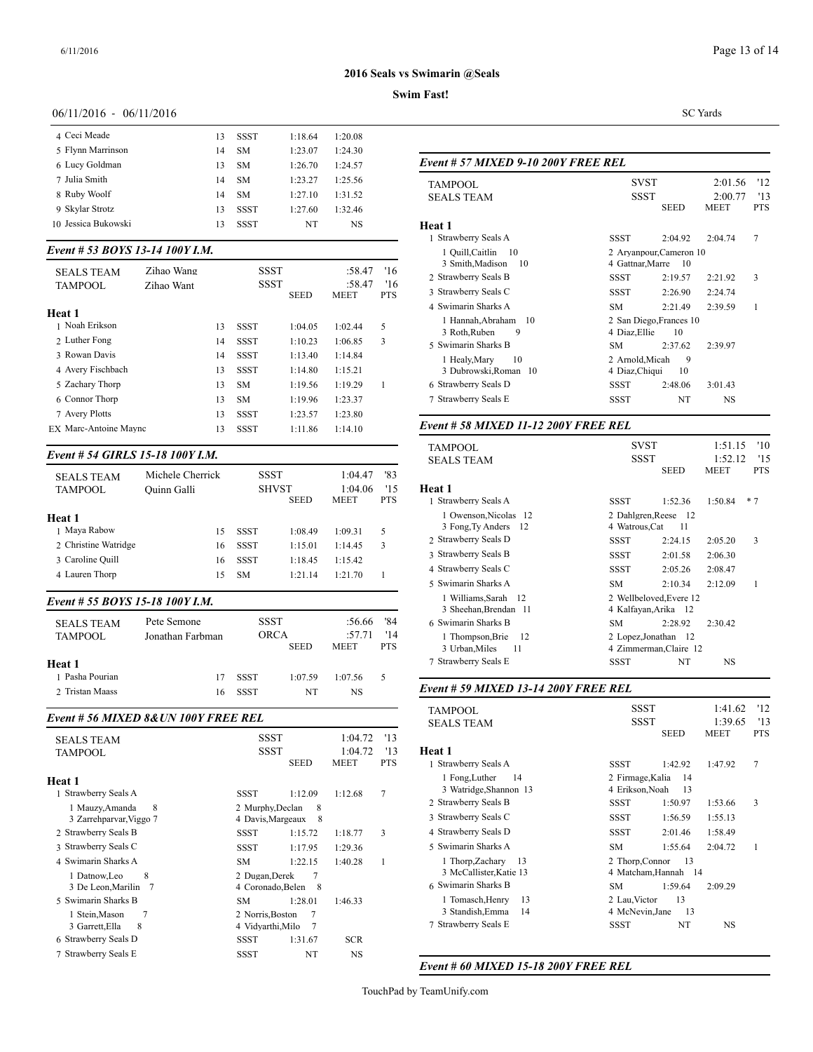# 2016 Seals vs Swimarin @Seals

**Swim Fast!**

06/11/2016 - 06/11/2016

SC Yards

| | | | | |
|---|---|---|---|---|
| 4 Ceci Meade | 13 | SSST | 1:18.64 | 1:20.08 |
| 5 Flynn Marrinson | 14 | SM | 1:23.07 | 1:24.30 |
| 6 Lucy Goldman | 13 | SM | 1:26.70 | 1:24.57 |
| 7 Julia Smith | 14 | SM | 1:23.27 | 1:25.56 |
| 8 Ruby Woolf | 14 | SM | 1:27.10 | 1:31.52 |
| 9 Skylar Strotz | 13 | SSST | 1:27.60 | 1:32.46 |
| 10 Jessica Bukowski | 13 | SSST | NT | NS |

### *Event # 53 BOYS 13-14 100Y I.M.*

| | | | | | |
|---|---|---|---|---|---|
| SEALS TEAM | Zihao Wang | SSST | | :58.47 | '16 |
| TAMPOOL | Zihao Want | SSST | | :58.47 | '16 |
| | | | SEED | MEET | PTS |

**Heat 1**

| | | | SEED | MEET | PTS |
|---|---|---|---|---|---|
| 1 Noah Erikson | 13 | SSST | 1:04.05 | 1:02.44 | 5 |
| 2 Luther Fong | 14 | SSST | 1:10.23 | 1:06.85 | 3 |
| 3 Rowan Davis | 14 | SSST | 1:13.40 | 1:14.84 | |
| 4 Avery Fischbach | 13 | SSST | 1:14.80 | 1:15.21 | |
| 5 Zachary Thorp | 13 | SM | 1:19.56 | 1:19.29 | 1 |
| 6 Connor Thorp | 13 | SM | 1:19.96 | 1:23.37 | |
| 7 Avery Plotts | 13 | SSST | 1:23.57 | 1:23.80 | |
| EX Marc-Antoine Mayne | 13 | SSST | 1:11.86 | 1:14.10 | |

### *Event # 54 GIRLS 15-18 100Y I.M.*

| | | | | | |
|---|---|---|---|---|---|
| SEALS TEAM | Michele Cherrick | SSST | | 1:04.47 | '83 |
| TAMPOOL | Quinn Galli | SHVST | | 1:04.06 | '15 |
| | | | SEED | MEET | PTS |

**Heat 1**

| | | | SEED | MEET | PTS |
|---|---|---|---|---|---|
| 1 Maya Rabow | 15 | SSST | 1:08.49 | 1:09.31 | 5 |
| 2 Christine Watridge | 16 | SSST | 1:15.01 | 1:14.45 | 3 |
| 3 Caroline Quill | 16 | SSST | 1:18.45 | 1:15.42 | |
| 4 Lauren Thorp | 15 | SM | 1:21.14 | 1:21.70 | 1 |

### *Event # 55 BOYS 15-18 100Y I.M.*

| | | | | | |
|---|---|---|---|---|---|
| SEALS TEAM | Pete Semone | SSST | | :56.66 | '84 |
| TAMPOOL | Jonathan Farbman | ORCA | | :57.71 | '14 |
| | | | SEED | MEET | PTS |

**Heat 1**

| | | | SEED | MEET | PTS |
|---|---|---|---|---|---|
| 1 Pasha Pourian | 17 | SSST | 1:07.59 | 1:07.56 | 5 |
| 2 Tristan Maass | 16 | SSST | NT | NS | |

### *Event # 56 MIXED 8&UN 100Y FREE REL*

| | | | | |
|---|---|---|---|---|
| SEALS TEAM | SSST | | 1:04.72 | '13 |
| TAMPOOL | SSST | | 1:04.72 | '13 |
| | | SEED | MEET | PTS |

**Heat 1**

| | | SEED | MEET | PTS |
|---|---|---|---|---|
| 1 Strawberry Seals A | SSST | 1:12.09 | 1:12.68 | 7 |
| 1 Mauzy,Amanda 8; 2 Murphy,Declan 8; 3 Zarrehparvar,Viggo 7; 4 Davis,Margeaux 8 | | | | |
| 2 Strawberry Seals B | SSST | 1:15.72 | 1:18.77 | 3 |
| 3 Strawberry Seals C | SSST | 1:17.95 | 1:29.36 | |
| 4 Swimarin Sharks A | SM | 1:22.15 | 1:40.28 | 1 |
| 1 Datnow,Leo 8; 2 Dugan,Derek 7; 3 De Leon,Marilin 7; 4 Coronado,Belen 8 | | | | |
| 5 Swimarin Sharks B | SM | 1:28.01 | 1:46.33 | |
| 1 Stein,Mason 7; 2 Norris,Boston 7; 3 Garrett,Ella 8; 4 Vidyarthi,Milo 7 | | | | |
| 6 Strawberry Seals D | SSST | 1:31.67 | SCR | |
| 7 Strawberry Seals E | SSST | NT | NS | |

### *Event # 57 MIXED 9-10 200Y FREE REL*

| | | | | |
|---|---|---|---|---|
| TAMPOOL | SVST | | 2:01.56 | '12 |
| SEALS TEAM | SSST | | 2:00.77 | '13 |
| | | SEED | MEET | PTS |

**Heat 1**

| | | SEED | MEET | PTS |
|---|---|---|---|---|
| 1 Strawberry Seals A | SSST | 2:04.92 | 2:04.74 | 7 |
| 1 Quill,Caitlin 10; 2 Aryanpour,Cameron 10; 3 Smith,Madison 10; 4 Gattnar,Marre 10 | | | | |
| 2 Strawberry Seals B | SSST | 2:19.57 | 2:21.92 | 3 |
| 3 Strawberry Seals C | SSST | 2:26.90 | 2:24.74 | |
| 4 Swimarin Sharks A | SM | 2:21.49 | 2:39.59 | 1 |
| 1 Hannah,Abraham 10; 2 San Diego,Frances 10; 3 Roth,Ruben 9; 4 Diaz,Ellie 10 | | | | |
| 5 Swimarin Sharks B | SM | 2:37.62 | 2:39.97 | |
| 1 Healy,Mary 10; 2 Arnold,Micah 9; 3 Dubrowski,Roman 10; 4 Diaz,Chiqui 10 | | | | |
| 6 Strawberry Seals D | SSST | 2:48.06 | 3:01.43 | |
| 7 Strawberry Seals E | SSST | NT | NS | |

### *Event # 58 MIXED 11-12 200Y FREE REL*

| | | | | |
|---|---|---|---|---|
| TAMPOOL | SVST | | 1:51.15 | '10 |
| SEALS TEAM | SSST | | 1:52.12 | '15 |
| | | SEED | MEET | PTS |

**Heat 1**

| | | SEED | MEET | PTS |
|---|---|---|---|---|
| 1 Strawberry Seals A | SSST | 1:52.36 | 1:50.84 | * 7 |
| 1 Owenson,Nicolas 12; 2 Dahlgren,Reese 12; 3 Fong,Ty Anders 12; 4 Watrous,Cat 11 | | | | |
| 2 Strawberry Seals D | SSST | 2:24.15 | 2:05.20 | 3 |
| 3 Strawberry Seals B | SSST | 2:01.58 | 2:06.30 | |
| 4 Strawberry Seals C | SSST | 2:05.26 | 2:08.47 | |
| 5 Swimarin Sharks A | SM | 2:10.34 | 2:12.09 | 1 |
| 1 Williams,Sarah 12; 2 Wellbeloved,Evere 12; 3 Sheehan,Brendan 11; 4 Kalfayan,Arika 12 | | | | |
| 6 Swimarin Sharks B | SM | 2:28.92 | 2:30.42 | |
| 1 Thompson,Brie 12; 2 Lopez,Jonathan 12; 3 Urban,Miles 11; 4 Zimmerman,Claire 12 | | | | |
| 7 Strawberry Seals E | SSST | NT | NS | |

### *Event # 59 MIXED 13-14 200Y FREE REL*

| | | | | |
|---|---|---|---|---|
| TAMPOOL | SSST | | 1:41.62 | '12 |
| SEALS TEAM | SSST | | 1:39.65 | '13 |
| | | SEED | MEET | PTS |

**Heat 1**

| | | SEED | MEET | PTS |
|---|---|---|---|---|
| 1 Strawberry Seals A | SSST | 1:42.92 | 1:47.92 | 7 |
| 1 Fong,Luther 14; 2 Firmage,Kalia 14; 3 Watridge,Shannon 13; 4 Erikson,Noah 13 | | | | |
| 2 Strawberry Seals B | SSST | 1:50.97 | 1:53.66 | 3 |
| 3 Strawberry Seals C | SSST | 1:56.59 | 1:55.13 | |
| 4 Strawberry Seals D | SSST | 2:01.46 | 1:58.49 | |
| 5 Swimarin Sharks A | SM | 1:55.64 | 2:04.72 | 1 |
| 1 Thorp,Zachary 13; 2 Thorp,Connor 13; 3 McCallister,Katie 13; 4 Matcham,Hannah 14 | | | | |
| 6 Swimarin Sharks B | SM | 1:59.64 | 2:09.29 | |
| 1 Tomasch,Henry 13; 2 Lau,Victor 13; 3 Standish,Emma 14; 4 McNevin,Jane 13 | | | | |
| 7 Strawberry Seals E | SSST | NT | NS | |

### *Event # 60 MIXED 15-18 200Y FREE REL*

TouchPad by TeamUnify.com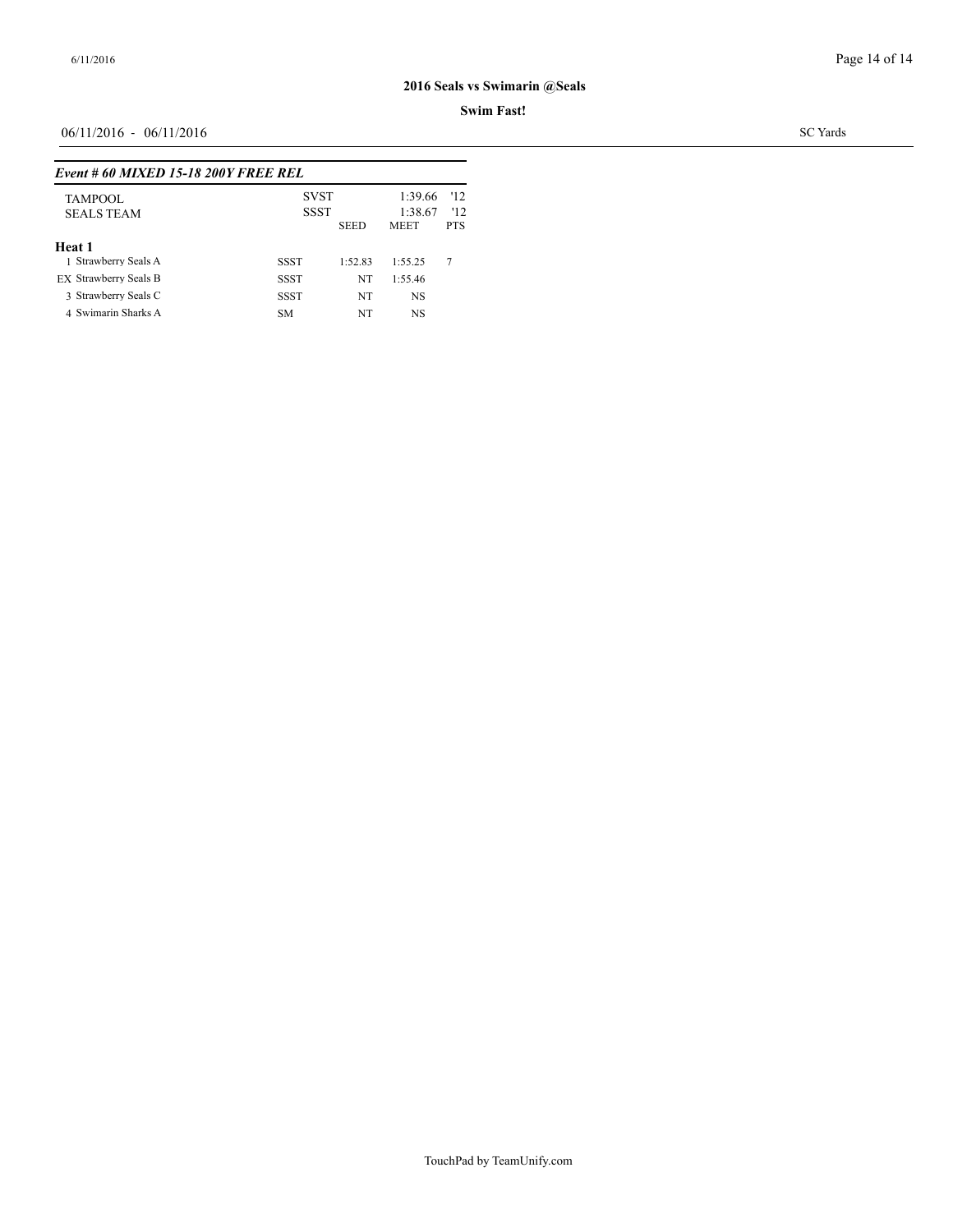*Event # 60 MIXED 15-18 200Y FREE REL*

| | | | | |
|---|---|---|---|---|
| TAMPOOL | SVST | | 1:39.66 | '12 |
| SEALS TEAM | SSST | | 1:38.67 | '12 |
| | | SEED | MEET | PTS |

**Heat 1**

| | | SEED | MEET | PTS |
|---|---|---|---|---|
| 1 Strawberry Seals A | SSST | 1:52.83 | 1:55.25 | 7 |
| EX Strawberry Seals B | SSST | NT | 1:55.46 | |
| 3 Strawberry Seals C | SSST | NT | NS | |
| 4 Swimarin Sharks A | SM | NT | NS | |